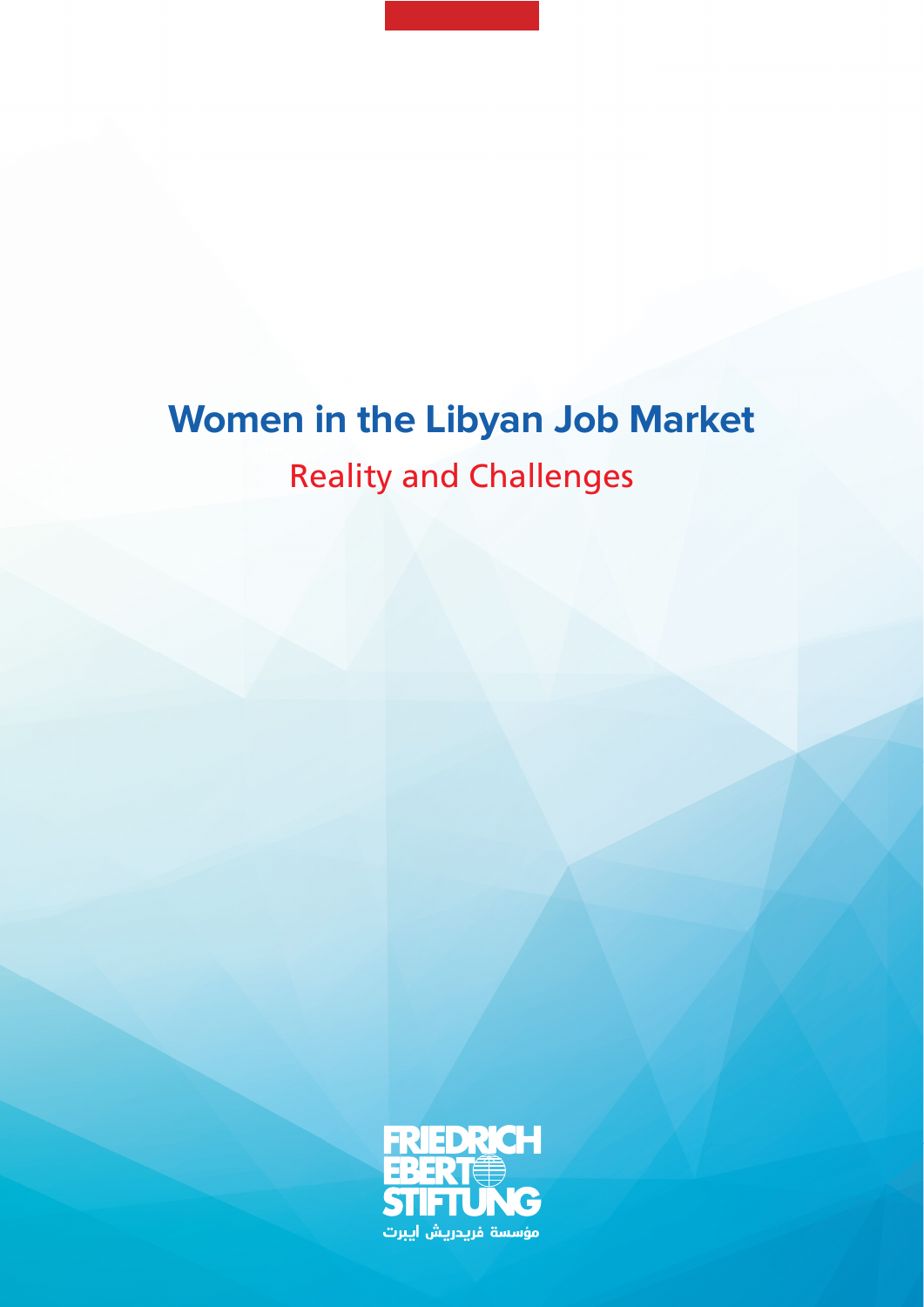# Women in the Libyan Job Market

## Reality and Challenges

FRIEDRICH EBERT STIFTUNG

مؤسسة فريدريش ايبرت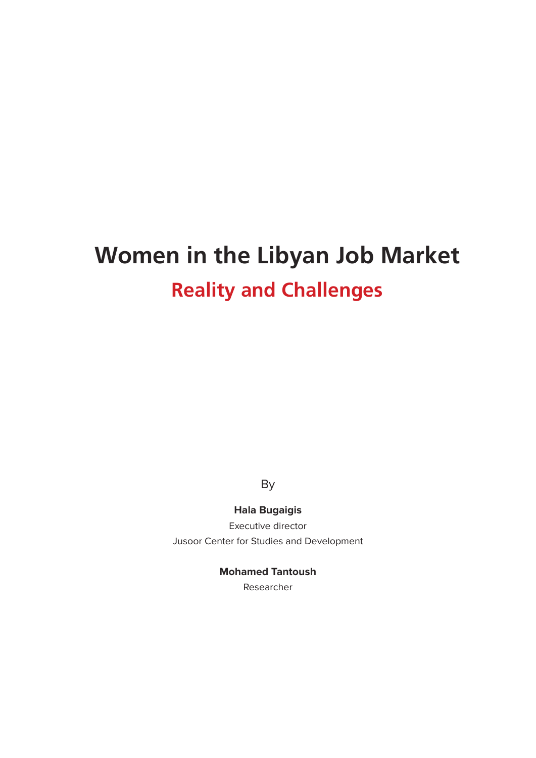# Women in the Libyan Job Market

## Reality and Challenges

By

**Hala Bugaigis**

Executive director

Jusoor Center for Studies and Development

**Mohamed Tantoush**

Researcher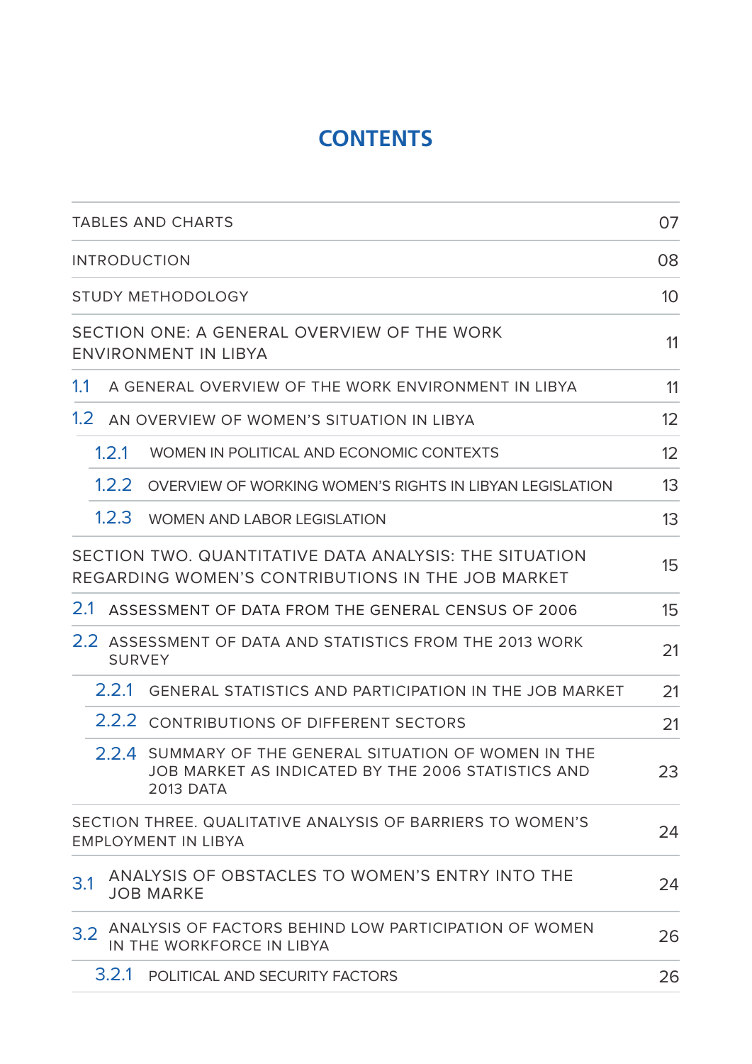# CONTENTS

| | |
|---|---|
| TABLES AND CHARTS | 07 |
| INTRODUCTION | 08 |
| STUDY METHODOLOGY | 10 |
| SECTION ONE: A GENERAL OVERVIEW OF THE WORK ENVIRONMENT IN LIBYA | 11 |
| 1.1 A GENERAL OVERVIEW OF THE WORK ENVIRONMENT IN LIBYA | 11 |
| 1.2 AN OVERVIEW OF WOMEN'S SITUATION IN LIBYA | 12 |
| 1.2.1 WOMEN IN POLITICAL AND ECONOMIC CONTEXTS | 12 |
| 1.2.2 OVERVIEW OF WORKING WOMEN'S RIGHTS IN LIBYAN LEGISLATION | 13 |
| 1.2.3 WOMEN AND LABOR LEGISLATION | 13 |
| SECTION TWO. QUANTITATIVE DATA ANALYSIS: THE SITUATION REGARDING WOMEN'S CONTRIBUTIONS IN THE JOB MARKET | 15 |
| 2.1 ASSESSMENT OF DATA FROM THE GENERAL CENSUS OF 2006 | 15 |
| 2.2 ASSESSMENT OF DATA AND STATISTICS FROM THE 2013 WORK SURVEY | 21 |
| 2.2.1 GENERAL STATISTICS AND PARTICIPATION IN THE JOB MARKET | 21 |
| 2.2.2 CONTRIBUTIONS OF DIFFERENT SECTORS | 21 |
| 2.2.4 SUMMARY OF THE GENERAL SITUATION OF WOMEN IN THE JOB MARKET AS INDICATED BY THE 2006 STATISTICS AND 2013 DATA | 23 |
| SECTION THREE. QUALITATIVE ANALYSIS OF BARRIERS TO WOMEN'S EMPLOYMENT IN LIBYA | 24 |
| 3.1 ANALYSIS OF OBSTACLES TO WOMEN'S ENTRY INTO THE JOB MARKE | 24 |
| 3.2 ANALYSIS OF FACTORS BEHIND LOW PARTICIPATION OF WOMEN IN THE WORKFORCE IN LIBYA | 26 |
| 3.2.1 POLITICAL AND SECURITY FACTORS | 26 |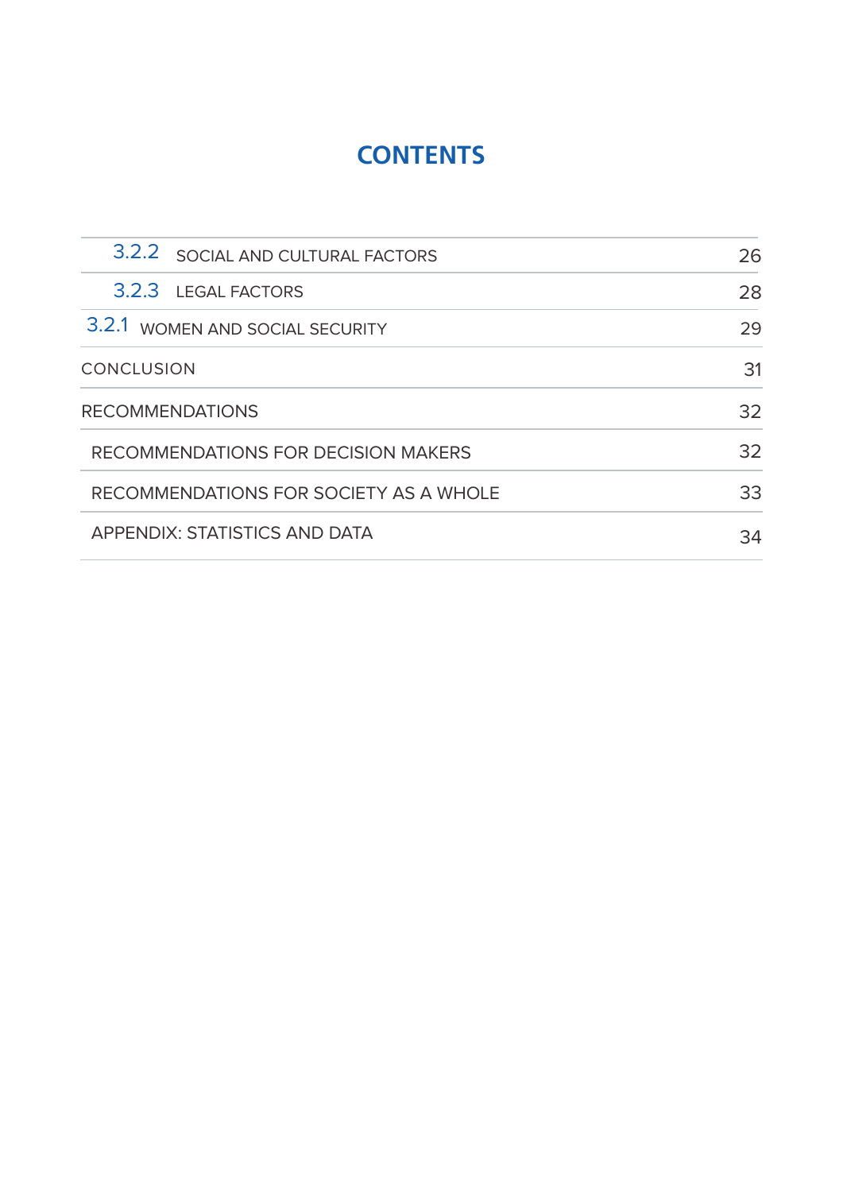# CONTENTS

| | |
|---|---|
| 3.2.2 SOCIAL AND CULTURAL FACTORS | 26 |
| 3.2.3 LEGAL FACTORS | 28 |
| 3.2.1 WOMEN AND SOCIAL SECURITY | 29 |
| CONCLUSION | 31 |
| RECOMMENDATIONS | 32 |
| RECOMMENDATIONS FOR DECISION MAKERS | 32 |
| RECOMMENDATIONS FOR SOCIETY AS A WHOLE | 33 |
| APPENDIX: STATISTICS AND DATA | 34 |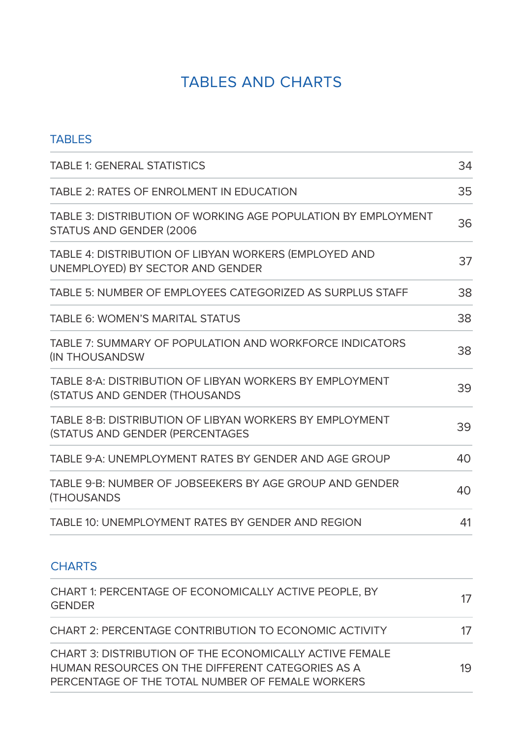# TABLES AND CHARTS

## TABLES

| | |
|---|---|
| TABLE 1: GENERAL STATISTICS | 34 |
| TABLE 2: RATES OF ENROLMENT IN EDUCATION | 35 |
| TABLE 3: DISTRIBUTION OF WORKING AGE POPULATION BY EMPLOYMENT STATUS AND GENDER (2006 | 36 |
| TABLE 4: DISTRIBUTION OF LIBYAN WORKERS (EMPLOYED AND UNEMPLOYED) BY SECTOR AND GENDER | 37 |
| TABLE 5: NUMBER OF EMPLOYEES CATEGORIZED AS SURPLUS STAFF | 38 |
| TABLE 6: WOMEN'S MARITAL STATUS | 38 |
| TABLE 7: SUMMARY OF POPULATION AND WORKFORCE INDICATORS (IN THOUSANDSW | 38 |
| TABLE 8-A: DISTRIBUTION OF LIBYAN WORKERS BY EMPLOYMENT (STATUS AND GENDER (THOUSANDS | 39 |
| TABLE 8-B: DISTRIBUTION OF LIBYAN WORKERS BY EMPLOYMENT (STATUS AND GENDER (PERCENTAGES | 39 |
| TABLE 9-A: UNEMPLOYMENT RATES BY GENDER AND AGE GROUP | 40 |
| TABLE 9-B: NUMBER OF JOBSEEKERS BY AGE GROUP AND GENDER (THOUSANDS | 40 |
| TABLE 10: UNEMPLOYMENT RATES BY GENDER AND REGION | 41 |

## CHARTS

| | |
|---|---|
| CHART 1: PERCENTAGE OF ECONOMICALLY ACTIVE PEOPLE, BY GENDER | 17 |
| CHART 2: PERCENTAGE CONTRIBUTION TO ECONOMIC ACTIVITY | 17 |
| CHART 3: DISTRIBUTION OF THE ECONOMICALLY ACTIVE FEMALE HUMAN RESOURCES ON THE DIFFERENT CATEGORIES AS A PERCENTAGE OF THE TOTAL NUMBER OF FEMALE WORKERS | 19 |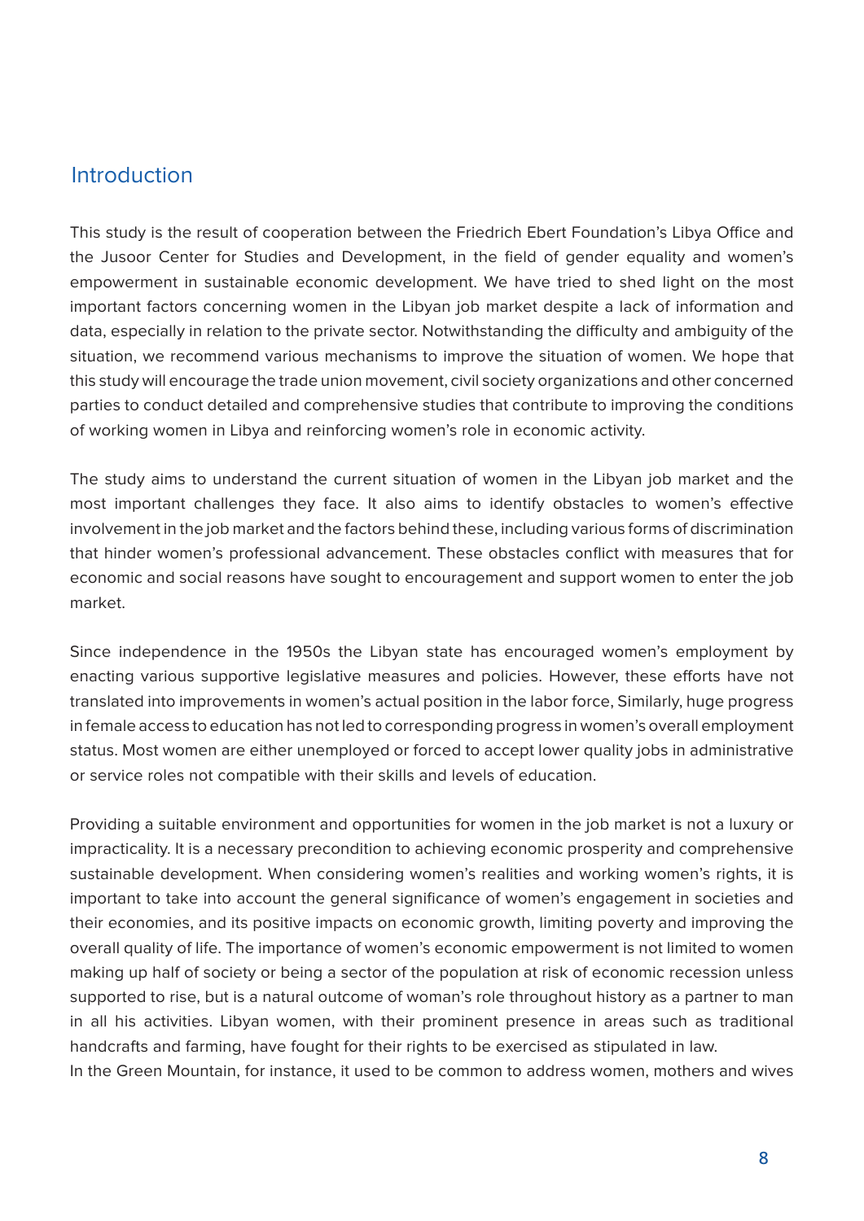## Introduction

This study is the result of cooperation between the Friedrich Ebert Foundation's Libya Office and the Jusoor Center for Studies and Development, in the field of gender equality and women's empowerment in sustainable economic development. We have tried to shed light on the most important factors concerning women in the Libyan job market despite a lack of information and data, especially in relation to the private sector. Notwithstanding the difficulty and ambiguity of the situation, we recommend various mechanisms to improve the situation of women. We hope that this study will encourage the trade union movement, civil society organizations and other concerned parties to conduct detailed and comprehensive studies that contribute to improving the conditions of working women in Libya and reinforcing women's role in economic activity.

The study aims to understand the current situation of women in the Libyan job market and the most important challenges they face. It also aims to identify obstacles to women's effective involvement in the job market and the factors behind these, including various forms of discrimination that hinder women's professional advancement. These obstacles conflict with measures that for economic and social reasons have sought to encouragement and support women to enter the job market.

Since independence in the 1950s the Libyan state has encouraged women's employment by enacting various supportive legislative measures and policies. However, these efforts have not translated into improvements in women's actual position in the labor force, Similarly, huge progress in female access to education has not led to corresponding progress in women's overall employment status. Most women are either unemployed or forced to accept lower quality jobs in administrative or service roles not compatible with their skills and levels of education.

Providing a suitable environment and opportunities for women in the job market is not a luxury or impracticality. It is a necessary precondition to achieving economic prosperity and comprehensive sustainable development. When considering women's realities and working women's rights, it is important to take into account the general significance of women's engagement in societies and their economies, and its positive impacts on economic growth, limiting poverty and improving the overall quality of life. The importance of women's economic empowerment is not limited to women making up half of society or being a sector of the population at risk of economic recession unless supported to rise, but is a natural outcome of woman's role throughout history as a partner to man in all his activities. Libyan women, with their prominent presence in areas such as traditional handcrafts and farming, have fought for their rights to be exercised as stipulated in law.
In the Green Mountain, for instance, it used to be common to address women, mothers and wives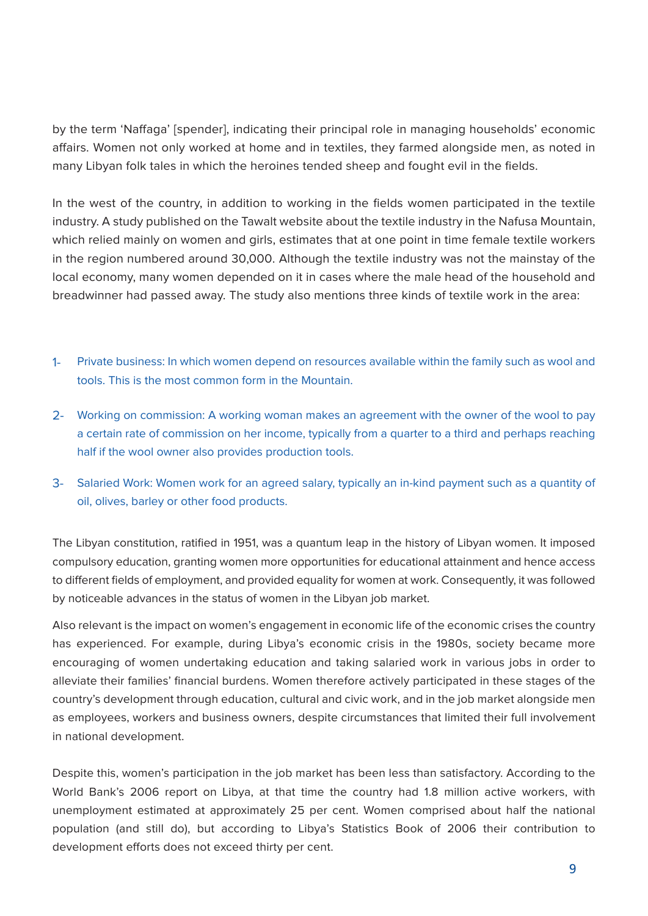by the term 'Naffaga' [spender], indicating their principal role in managing households' economic affairs. Women not only worked at home and in textiles, they farmed alongside men, as noted in many Libyan folk tales in which the heroines tended sheep and fought evil in the fields.

In the west of the country, in addition to working in the fields women participated in the textile industry. A study published on the Tawalt website about the textile industry in the Nafusa Mountain, which relied mainly on women and girls, estimates that at one point in time female textile workers in the region numbered around 30,000. Although the textile industry was not the mainstay of the local economy, many women depended on it in cases where the male head of the household and breadwinner had passed away. The study also mentions three kinds of textile work in the area:

1- Private business: In which women depend on resources available within the family such as wool and tools. This is the most common form in the Mountain.

2- Working on commission: A working woman makes an agreement with the owner of the wool to pay a certain rate of commission on her income, typically from a quarter to a third and perhaps reaching half if the wool owner also provides production tools.

3- Salaried Work: Women work for an agreed salary, typically an in-kind payment such as a quantity of oil, olives, barley or other food products.

The Libyan constitution, ratified in 1951, was a quantum leap in the history of Libyan women. It imposed compulsory education, granting women more opportunities for educational attainment and hence access to different fields of employment, and provided equality for women at work. Consequently, it was followed by noticeable advances in the status of women in the Libyan job market.

Also relevant is the impact on women's engagement in economic life of the economic crises the country has experienced. For example, during Libya's economic crisis in the 1980s, society became more encouraging of women undertaking education and taking salaried work in various jobs in order to alleviate their families' financial burdens. Women therefore actively participated in these stages of the country's development through education, cultural and civic work, and in the job market alongside men as employees, workers and business owners, despite circumstances that limited their full involvement in national development.

Despite this, women's participation in the job market has been less than satisfactory. According to the World Bank's 2006 report on Libya, at that time the country had 1.8 million active workers, with unemployment estimated at approximately 25 per cent. Women comprised about half the national population (and still do), but according to Libya's Statistics Book of 2006 their contribution to development efforts does not exceed thirty per cent.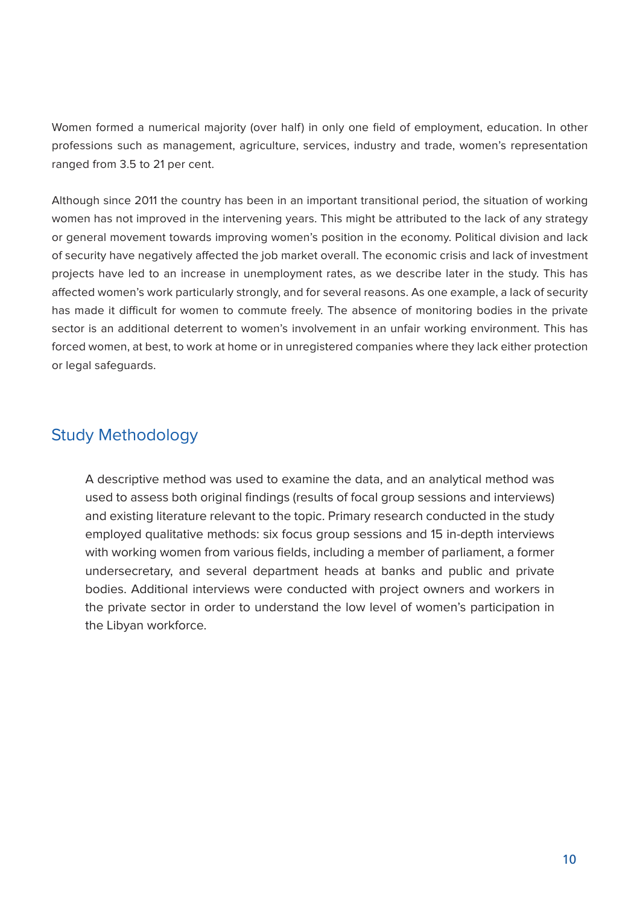Women formed a numerical majority (over half) in only one field of employment, education. In other professions such as management, agriculture, services, industry and trade, women's representation ranged from 3.5 to 21 per cent.

Although since 2011 the country has been in an important transitional period, the situation of working women has not improved in the intervening years. This might be attributed to the lack of any strategy or general movement towards improving women's position in the economy. Political division and lack of security have negatively affected the job market overall. The economic crisis and lack of investment projects have led to an increase in unemployment rates, as we describe later in the study. This has affected women's work particularly strongly, and for several reasons. As one example, a lack of security has made it difficult for women to commute freely. The absence of monitoring bodies in the private sector is an additional deterrent to women's involvement in an unfair working environment. This has forced women, at best, to work at home or in unregistered companies where they lack either protection or legal safeguards.

## Study Methodology

A descriptive method was used to examine the data, and an analytical method was used to assess both original findings (results of focal group sessions and interviews) and existing literature relevant to the topic. Primary research conducted in the study employed qualitative methods: six focus group sessions and 15 in-depth interviews with working women from various fields, including a member of parliament, a former undersecretary, and several department heads at banks and public and private bodies. Additional interviews were conducted with project owners and workers in the private sector in order to understand the low level of women's participation in the Libyan workforce.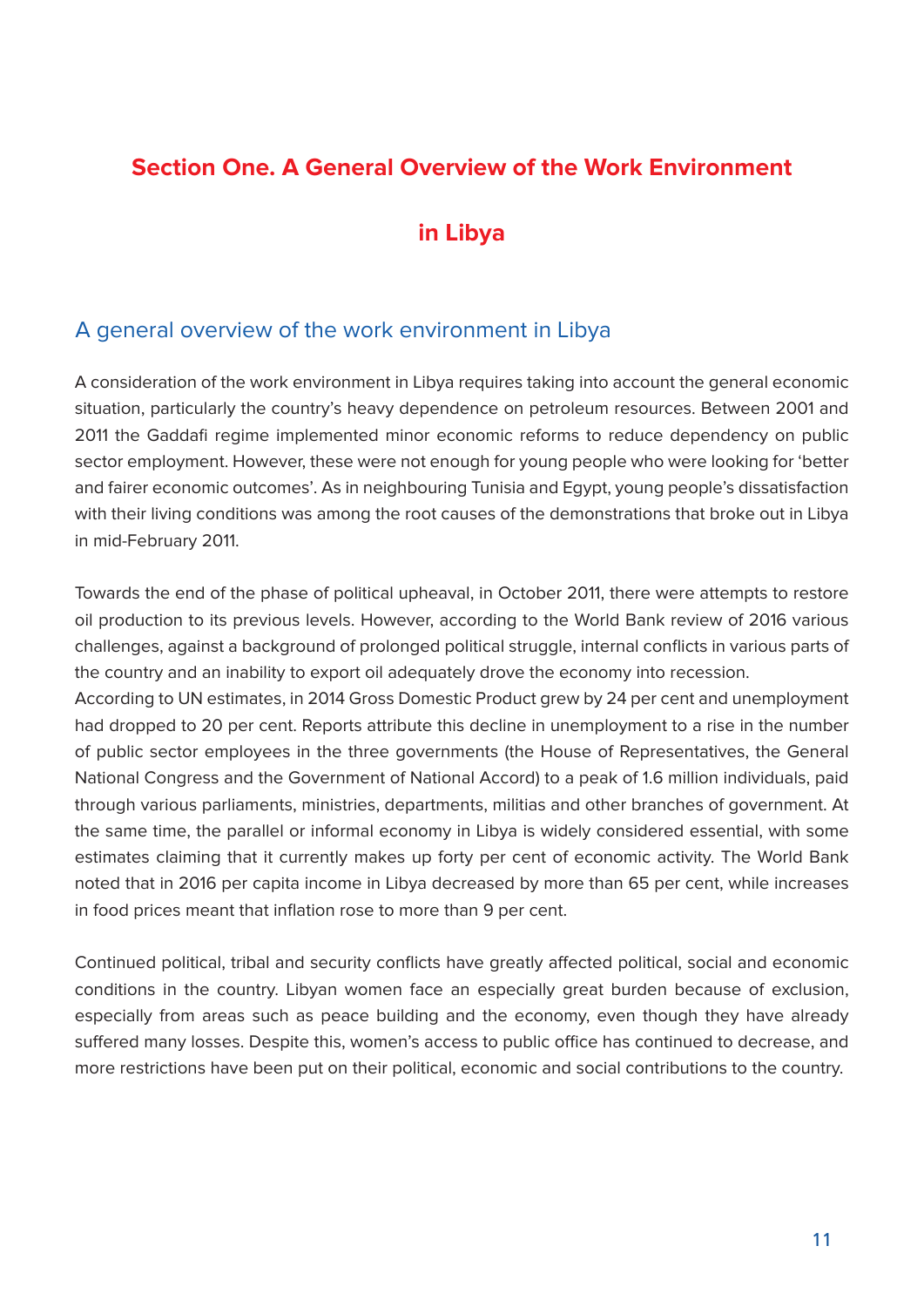# Section One. A General Overview of the Work Environment in Libya

## A general overview of the work environment in Libya

A consideration of the work environment in Libya requires taking into account the general economic situation, particularly the country's heavy dependence on petroleum resources. Between 2001 and 2011 the Gaddafi regime implemented minor economic reforms to reduce dependency on public sector employment. However, these were not enough for young people who were looking for 'better and fairer economic outcomes'. As in neighbouring Tunisia and Egypt, young people's dissatisfaction with their living conditions was among the root causes of the demonstrations that broke out in Libya in mid-February 2011.

Towards the end of the phase of political upheaval, in October 2011, there were attempts to restore oil production to its previous levels. However, according to the World Bank review of 2016 various challenges, against a background of prolonged political struggle, internal conflicts in various parts of the country and an inability to export oil adequately drove the economy into recession.

According to UN estimates, in 2014 Gross Domestic Product grew by 24 per cent and unemployment had dropped to 20 per cent. Reports attribute this decline in unemployment to a rise in the number of public sector employees in the three governments (the House of Representatives, the General National Congress and the Government of National Accord) to a peak of 1.6 million individuals, paid through various parliaments, ministries, departments, militias and other branches of government. At the same time, the parallel or informal economy in Libya is widely considered essential, with some estimates claiming that it currently makes up forty per cent of economic activity. The World Bank noted that in 2016 per capita income in Libya decreased by more than 65 per cent, while increases in food prices meant that inflation rose to more than 9 per cent.

Continued political, tribal and security conflicts have greatly affected political, social and economic conditions in the country. Libyan women face an especially great burden because of exclusion, especially from areas such as peace building and the economy, even though they have already suffered many losses. Despite this, women's access to public office has continued to decrease, and more restrictions have been put on their political, economic and social contributions to the country.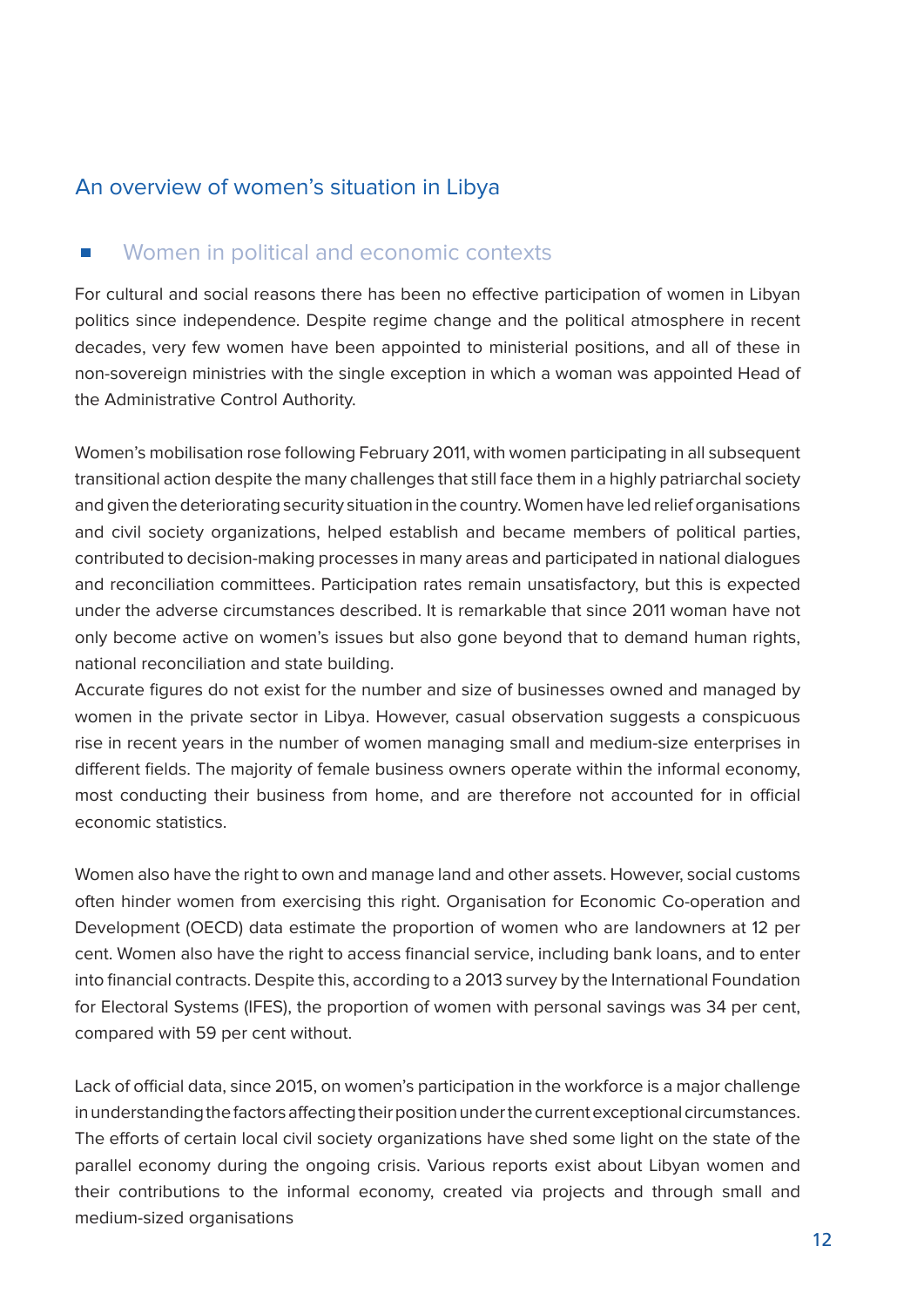## An overview of women's situation in Libya

### Women in political and economic contexts

For cultural and social reasons there has been no effective participation of women in Libyan politics since independence. Despite regime change and the political atmosphere in recent decades, very few women have been appointed to ministerial positions, and all of these in non-sovereign ministries with the single exception in which a woman was appointed Head of the Administrative Control Authority.

Women's mobilisation rose following February 2011, with women participating in all subsequent transitional action despite the many challenges that still face them in a highly patriarchal society and given the deteriorating security situation in the country. Women have led relief organisations and civil society organizations, helped establish and became members of political parties, contributed to decision-making processes in many areas and participated in national dialogues and reconciliation committees. Participation rates remain unsatisfactory, but this is expected under the adverse circumstances described. It is remarkable that since 2011 woman have not only become active on women's issues but also gone beyond that to demand human rights, national reconciliation and state building.

Accurate figures do not exist for the number and size of businesses owned and managed by women in the private sector in Libya. However, casual observation suggests a conspicuous rise in recent years in the number of women managing small and medium-size enterprises in different fields. The majority of female business owners operate within the informal economy, most conducting their business from home, and are therefore not accounted for in official economic statistics.

Women also have the right to own and manage land and other assets. However, social customs often hinder women from exercising this right. Organisation for Economic Co-operation and Development (OECD) data estimate the proportion of women who are landowners at 12 per cent. Women also have the right to access financial service, including bank loans, and to enter into financial contracts. Despite this, according to a 2013 survey by the International Foundation for Electoral Systems (IFES), the proportion of women with personal savings was 34 per cent, compared with 59 per cent without.

Lack of official data, since 2015, on women's participation in the workforce is a major challenge in understanding the factors affecting their position under the current exceptional circumstances. The efforts of certain local civil society organizations have shed some light on the state of the parallel economy during the ongoing crisis. Various reports exist about Libyan women and their contributions to the informal economy, created via projects and through small and medium-sized organisations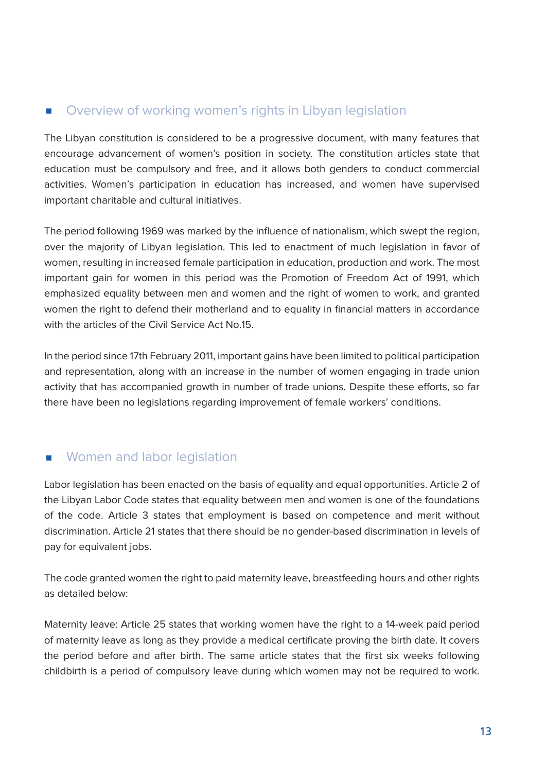## Overview of working women's rights in Libyan legislation

The Libyan constitution is considered to be a progressive document, with many features that encourage advancement of women's position in society. The constitution articles state that education must be compulsory and free, and it allows both genders to conduct commercial activities. Women's participation in education has increased, and women have supervised important charitable and cultural initiatives.

The period following 1969 was marked by the influence of nationalism, which swept the region, over the majority of Libyan legislation. This led to enactment of much legislation in favor of women, resulting in increased female participation in education, production and work. The most important gain for women in this period was the Promotion of Freedom Act of 1991, which emphasized equality between men and women and the right of women to work, and granted women the right to defend their motherland and to equality in financial matters in accordance with the articles of the Civil Service Act No.15.

In the period since 17th February 2011, important gains have been limited to political participation and representation, along with an increase in the number of women engaging in trade union activity that has accompanied growth in number of trade unions. Despite these efforts, so far there have been no legislations regarding improvement of female workers' conditions.

## Women and labor legislation

Labor legislation has been enacted on the basis of equality and equal opportunities. Article 2 of the Libyan Labor Code states that equality between men and women is one of the foundations of the code. Article 3 states that employment is based on competence and merit without discrimination. Article 21 states that there should be no gender-based discrimination in levels of pay for equivalent jobs.

The code granted women the right to paid maternity leave, breastfeeding hours and other rights as detailed below:

Maternity leave: Article 25 states that working women have the right to a 14-week paid period of maternity leave as long as they provide a medical certificate proving the birth date. It covers the period before and after birth. The same article states that the first six weeks following childbirth is a period of compulsory leave during which women may not be required to work.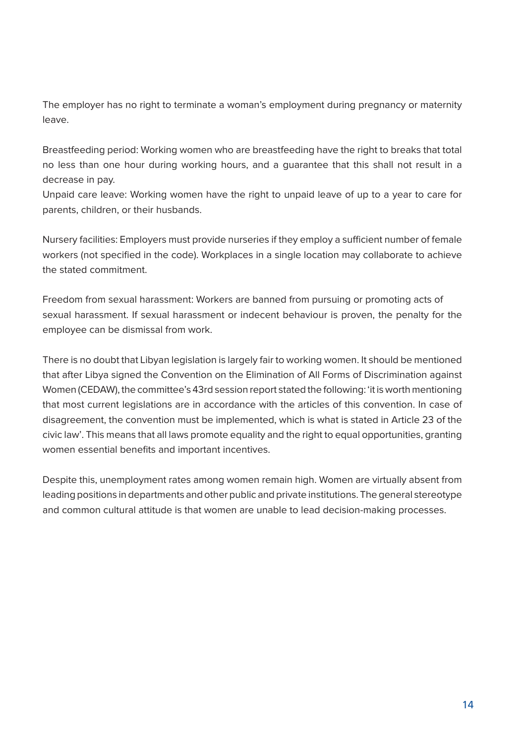The employer has no right to terminate a woman's employment during pregnancy or maternity leave.

Breastfeeding period: Working women who are breastfeeding have the right to breaks that total no less than one hour during working hours, and a guarantee that this shall not result in a decrease in pay.

Unpaid care leave: Working women have the right to unpaid leave of up to a year to care for parents, children, or their husbands.

Nursery facilities: Employers must provide nurseries if they employ a sufficient number of female workers (not specified in the code). Workplaces in a single location may collaborate to achieve the stated commitment.

Freedom from sexual harassment: Workers are banned from pursuing or promoting acts of sexual harassment. If sexual harassment or indecent behaviour is proven, the penalty for the employee can be dismissal from work.

There is no doubt that Libyan legislation is largely fair to working women. It should be mentioned that after Libya signed the Convention on the Elimination of All Forms of Discrimination against Women (CEDAW), the committee's 43rd session report stated the following: 'it is worth mentioning that most current legislations are in accordance with the articles of this convention. In case of disagreement, the convention must be implemented, which is what is stated in Article 23 of the civic law'. This means that all laws promote equality and the right to equal opportunities, granting women essential benefits and important incentives.

Despite this, unemployment rates among women remain high. Women are virtually absent from leading positions in departments and other public and private institutions. The general stereotype and common cultural attitude is that women are unable to lead decision-making processes.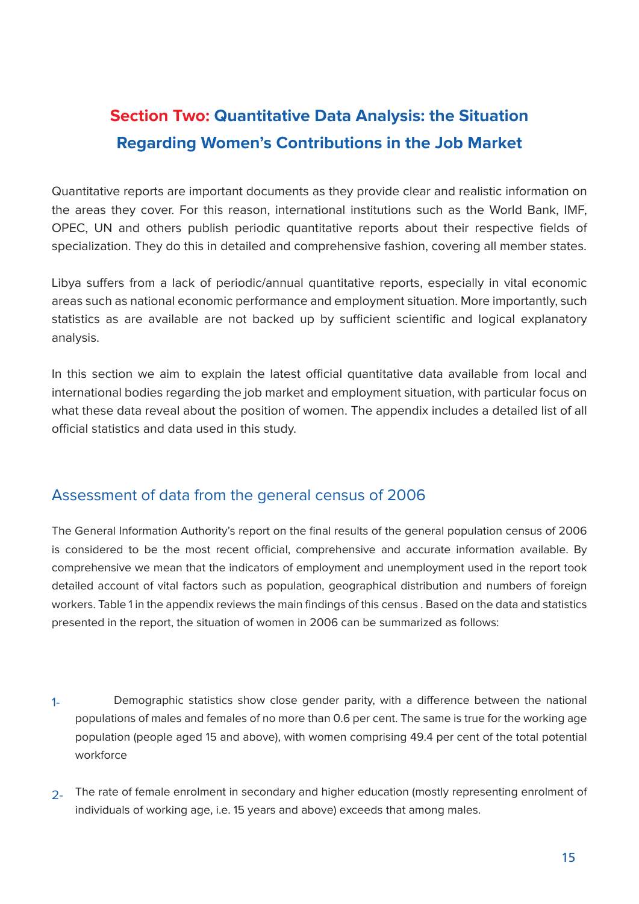# Section Two: Quantitative Data Analysis: the Situation Regarding Women's Contributions in the Job Market

Quantitative reports are important documents as they provide clear and realistic information on the areas they cover. For this reason, international institutions such as the World Bank, IMF, OPEC, UN and others publish periodic quantitative reports about their respective fields of specialization. They do this in detailed and comprehensive fashion, covering all member states.

Libya suffers from a lack of periodic/annual quantitative reports, especially in vital economic areas such as national economic performance and employment situation. More importantly, such statistics as are available are not backed up by sufficient scientific and logical explanatory analysis.

In this section we aim to explain the latest official quantitative data available from local and international bodies regarding the job market and employment situation, with particular focus on what these data reveal about the position of women. The appendix includes a detailed list of all official statistics and data used in this study.

## Assessment of data from the general census of 2006

The General Information Authority's report on the final results of the general population census of 2006 is considered to be the most recent official, comprehensive and accurate information available. By comprehensive we mean that the indicators of employment and unemployment used in the report took detailed account of vital factors such as population, geographical distribution and numbers of foreign workers. Table 1 in the appendix reviews the main findings of this census . Based on the data and statistics presented in the report, the situation of women in 2006 can be summarized as follows:

1- Demographic statistics show close gender parity, with a difference between the national populations of males and females of no more than 0.6 per cent. The same is true for the working age population (people aged 15 and above), with women comprising 49.4 per cent of the total potential workforce

2- The rate of female enrolment in secondary and higher education (mostly representing enrolment of individuals of working age, i.e. 15 years and above) exceeds that among males.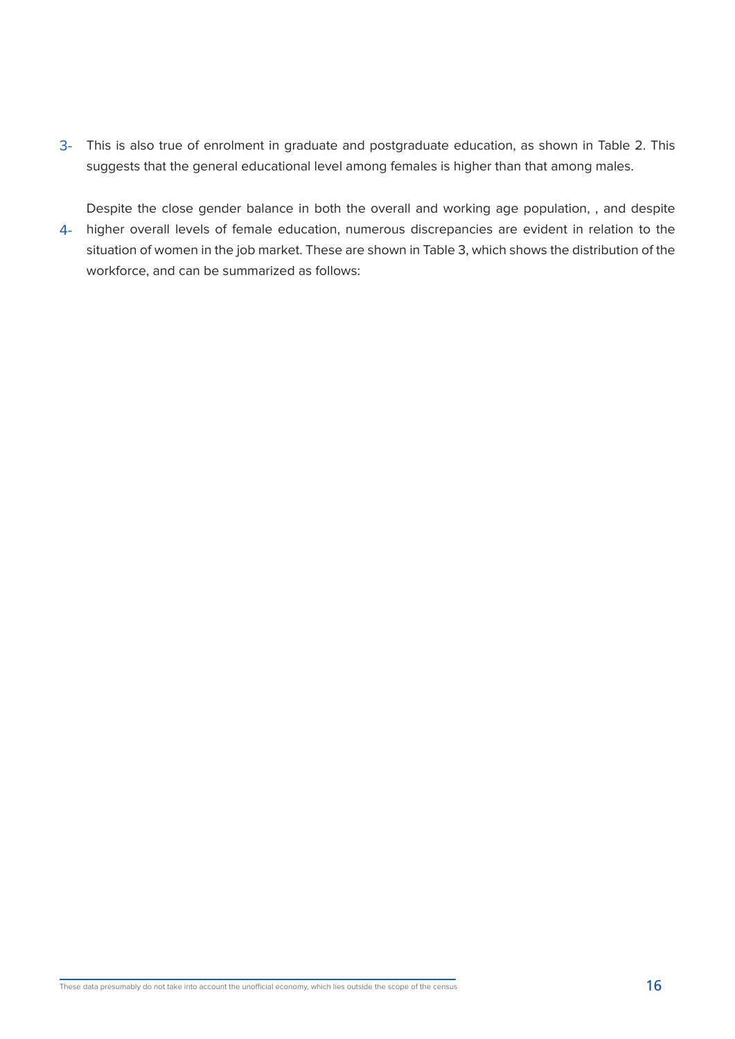3- This is also true of enrolment in graduate and postgraduate education, as shown in Table 2. This suggests that the general educational level among females is higher than that among males.

4- Despite the close gender balance in both the overall and working age population, , and despite higher overall levels of female education, numerous discrepancies are evident in relation to the situation of women in the job market. These are shown in Table 3, which shows the distribution of the workforce, and can be summarized as follows:

---

These data presumably do not take into account the unofficial economy, which lies outside the scope of the census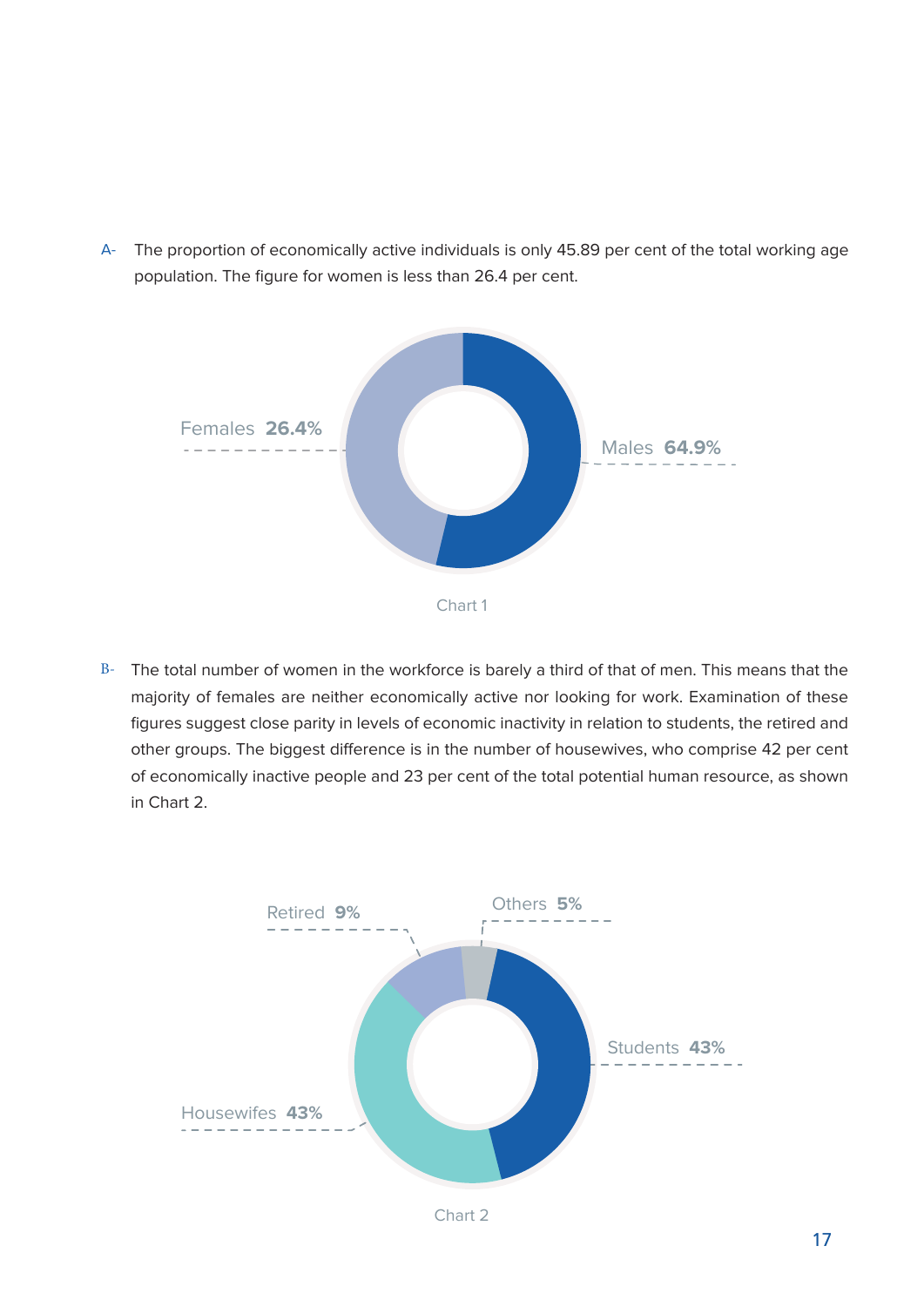A- The proportion of economically active individuals is only 45.89 per cent of the total working age population. The figure for women is less than 26.4 per cent.

Females **26.4%**

Males **64.9%**

Chart 1

B- The total number of women in the workforce is barely a third of that of men. This means that the majority of females are neither economically active nor looking for work. Examination of these figures suggest close parity in levels of economic inactivity in relation to students, the retired and other groups. The biggest difference is in the number of housewives, who comprise 42 per cent of economically inactive people and 23 per cent of the total potential human resource, as shown in Chart 2.

Retired **9%**

Others **5%**

Students **43%**

Housewifes **43%**

Chart 2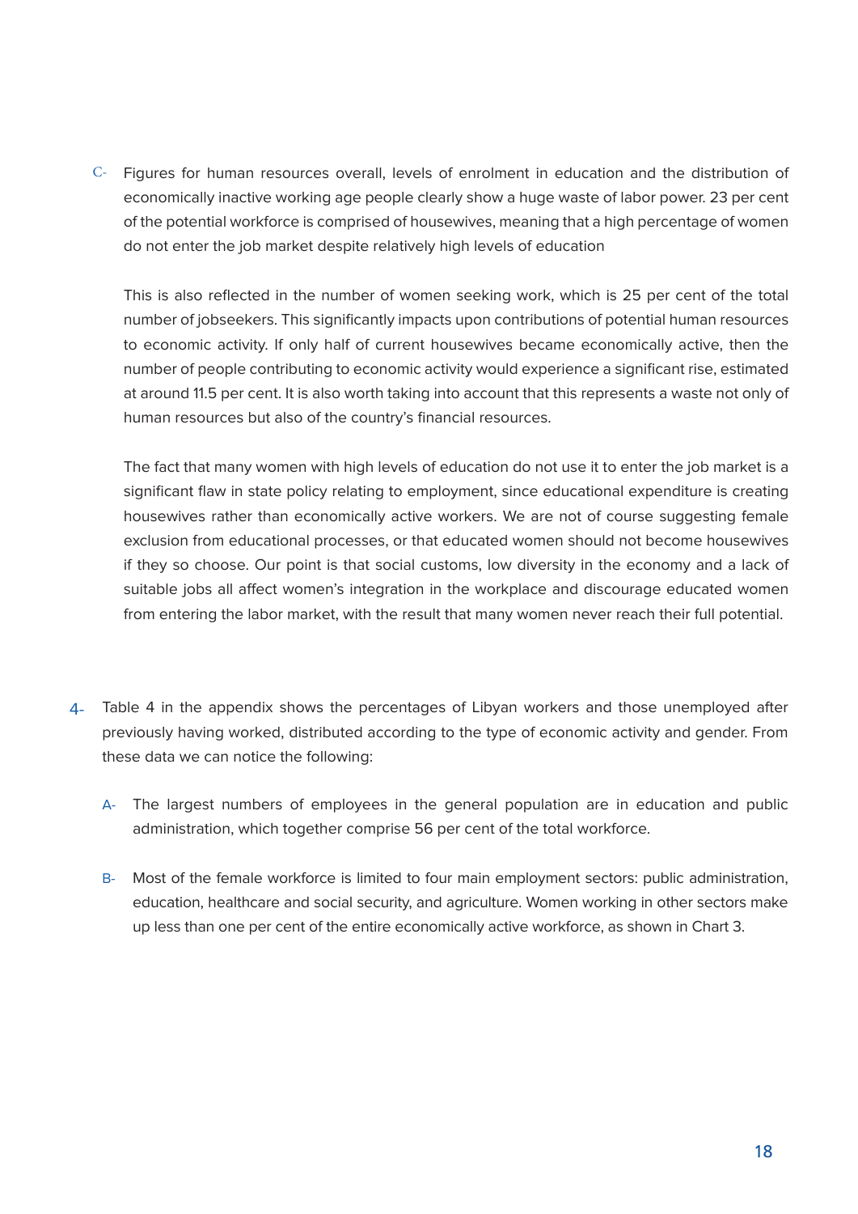C- Figures for human resources overall, levels of enrolment in education and the distribution of economically inactive working age people clearly show a huge waste of labor power. 23 per cent of the potential workforce is comprised of housewives, meaning that a high percentage of women do not enter the job market despite relatively high levels of education

This is also reflected in the number of women seeking work, which is 25 per cent of the total number of jobseekers. This significantly impacts upon contributions of potential human resources to economic activity. If only half of current housewives became economically active, then the number of people contributing to economic activity would experience a significant rise, estimated at around 11.5 per cent. It is also worth taking into account that this represents a waste not only of human resources but also of the country's financial resources.

The fact that many women with high levels of education do not use it to enter the job market is a significant flaw in state policy relating to employment, since educational expenditure is creating housewives rather than economically active workers. We are not of course suggesting female exclusion from educational processes, or that educated women should not become housewives if they so choose. Our point is that social customs, low diversity in the economy and a lack of suitable jobs all affect women's integration in the workplace and discourage educated women from entering the labor market, with the result that many women never reach their full potential.

4- Table 4 in the appendix shows the percentages of Libyan workers and those unemployed after previously having worked, distributed according to the type of economic activity and gender. From these data we can notice the following:

A- The largest numbers of employees in the general population are in education and public administration, which together comprise 56 per cent of the total workforce.

B- Most of the female workforce is limited to four main employment sectors: public administration, education, healthcare and social security, and agriculture. Women working in other sectors make up less than one per cent of the entire economically active workforce, as shown in Chart 3.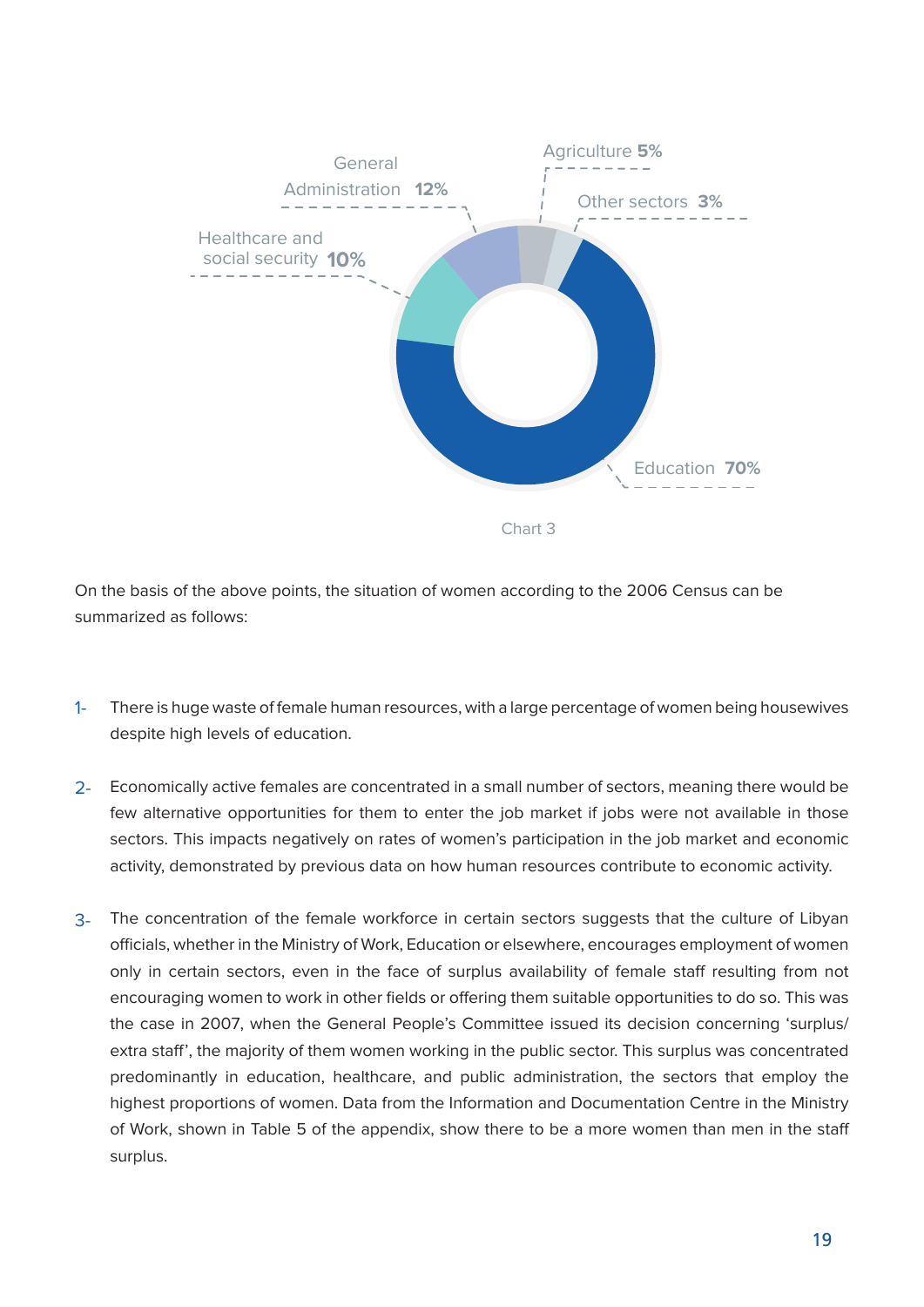General Administration 12%

Agriculture 5%

Other sectors 3%

Healthcare and social security 10%

Education 70%

Chart 3

On the basis of the above points, the situation of women according to the 2006 Census can be summarized as follows:

1- There is huge waste of female human resources, with a large percentage of women being housewives despite high levels of education.

2- Economically active females are concentrated in a small number of sectors, meaning there would be few alternative opportunities for them to enter the job market if jobs were not available in those sectors. This impacts negatively on rates of women's participation in the job market and economic activity, demonstrated by previous data on how human resources contribute to economic activity.

3- The concentration of the female workforce in certain sectors suggests that the culture of Libyan officials, whether in the Ministry of Work, Education or elsewhere, encourages employment of women only in certain sectors, even in the face of surplus availability of female staff resulting from not encouraging women to work in other fields or offering them suitable opportunities to do so. This was the case in 2007, when the General People's Committee issued its decision concerning 'surplus/extra staff', the majority of them women working in the public sector. This surplus was concentrated predominantly in education, healthcare, and public administration, the sectors that employ the highest proportions of women. Data from the Information and Documentation Centre in the Ministry of Work, shown in Table 5 of the appendix, show there to be a more women than men in the staff surplus.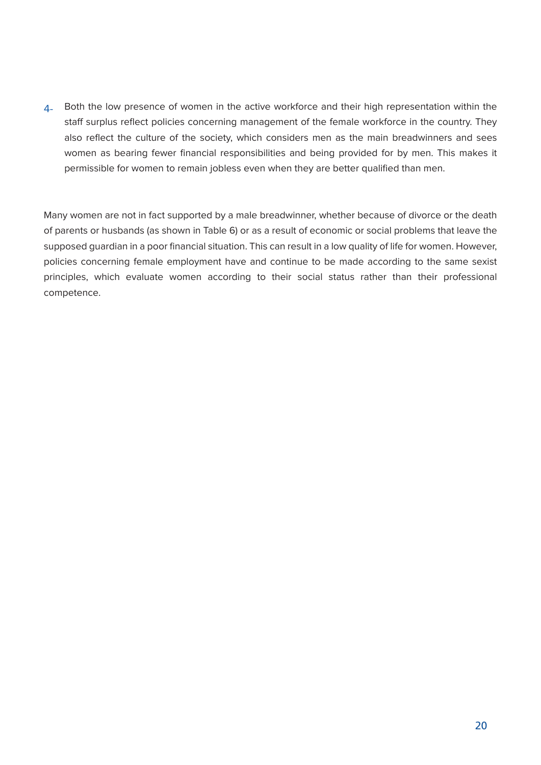4- Both the low presence of women in the active workforce and their high representation within the staff surplus reflect policies concerning management of the female workforce in the country. They also reflect the culture of the society, which considers men as the main breadwinners and sees women as bearing fewer financial responsibilities and being provided for by men. This makes it permissible for women to remain jobless even when they are better qualified than men.

Many women are not in fact supported by a male breadwinner, whether because of divorce or the death of parents or husbands (as shown in Table 6) or as a result of economic or social problems that leave the supposed guardian in a poor financial situation. This can result in a low quality of life for women. However, policies concerning female employment have and continue to be made according to the same sexist principles, which evaluate women according to their social status rather than their professional competence.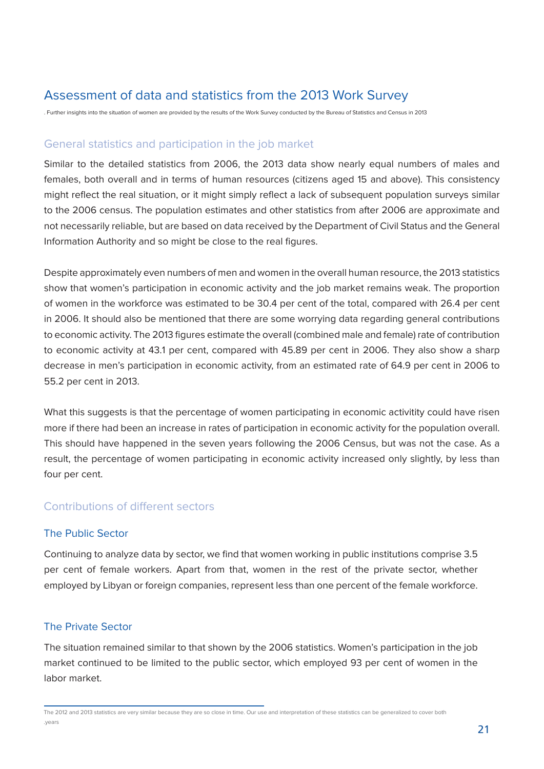## Assessment of data and statistics from the 2013 Work Survey

. Further insights into the situation of women are provided by the results of the Work Survey conducted by the Bureau of Statistics and Census in 2013

### General statistics and participation in the job market

Similar to the detailed statistics from 2006, the 2013 data show nearly equal numbers of males and females, both overall and in terms of human resources (citizens aged 15 and above). This consistency might reflect the real situation, or it might simply reflect a lack of subsequent population surveys similar to the 2006 census. The population estimates and other statistics from after 2006 are approximate and not necessarily reliable, but are based on data received by the Department of Civil Status and the General Information Authority and so might be close to the real figures.

Despite approximately even numbers of men and women in the overall human resource, the 2013 statistics show that women's participation in economic activity and the job market remains weak. The proportion of women in the workforce was estimated to be 30.4 per cent of the total, compared with 26.4 per cent in 2006. It should also be mentioned that there are some worrying data regarding general contributions to economic activity. The 2013 figures estimate the overall (combined male and female) rate of contribution to economic activity at 43.1 per cent, compared with 45.89 per cent in 2006. They also show a sharp decrease in men's participation in economic activity, from an estimated rate of 64.9 per cent in 2006 to 55.2 per cent in 2013.

What this suggests is that the percentage of women participating in economic activitity could have risen more if there had been an increase in rates of participation in economic activity for the population overall. This should have happened in the seven years following the 2006 Census, but was not the case. As a result, the percentage of women participating in economic activity increased only slightly, by less than four per cent.

### Contributions of different sectors

#### The Public Sector

Continuing to analyze data by sector, we find that women working in public institutions comprise 3.5 per cent of female workers. Apart from that, women in the rest of the private sector, whether employed by Libyan or foreign companies, represent less than one percent of the female workforce.

#### The Private Sector

The situation remained similar to that shown by the 2006 statistics. Women's participation in the job market continued to be limited to the public sector, which employed 93 per cent of women in the labor market.

---

The 2012 and 2013 statistics are very similar because they are so close in time. Our use and interpretation of these statistics can be generalized to cover both .years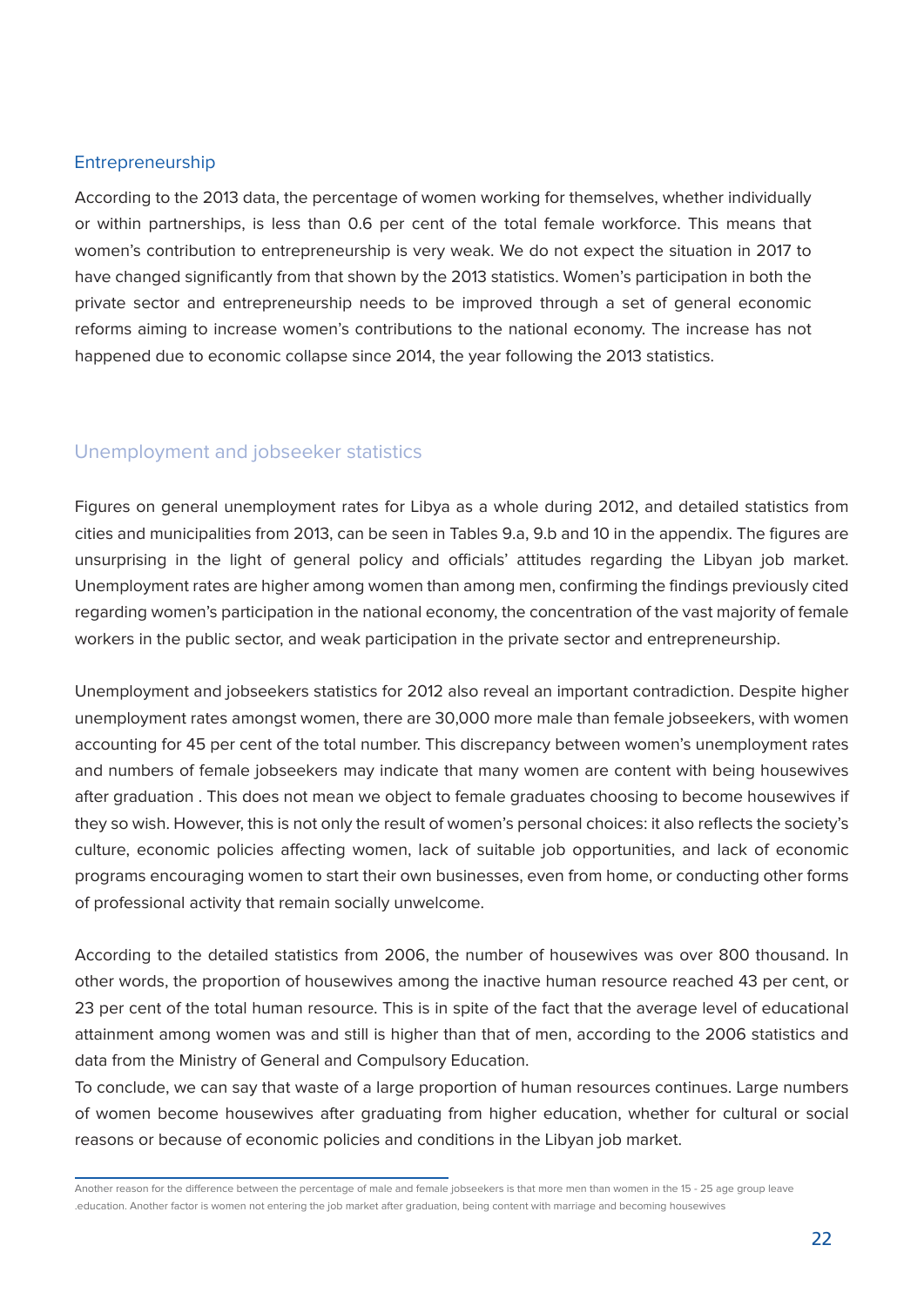## Entrepreneurship

According to the 2013 data, the percentage of women working for themselves, whether individually or within partnerships, is less than 0.6 per cent of the total female workforce. This means that women's contribution to entrepreneurship is very weak. We do not expect the situation in 2017 to have changed significantly from that shown by the 2013 statistics. Women's participation in both the private sector and entrepreneurship needs to be improved through a set of general economic reforms aiming to increase women's contributions to the national economy. The increase has not happened due to economic collapse since 2014, the year following the 2013 statistics.

## Unemployment and jobseeker statistics

Figures on general unemployment rates for Libya as a whole during 2012, and detailed statistics from cities and municipalities from 2013, can be seen in Tables 9.a, 9.b and 10 in the appendix. The figures are unsurprising in the light of general policy and officials' attitudes regarding the Libyan job market. Unemployment rates are higher among women than among men, confirming the findings previously cited regarding women's participation in the national economy, the concentration of the vast majority of female workers in the public sector, and weak participation in the private sector and entrepreneurship.

Unemployment and jobseekers statistics for 2012 also reveal an important contradiction. Despite higher unemployment rates amongst women, there are 30,000 more male than female jobseekers, with women accounting for 45 per cent of the total number. This discrepancy between women's unemployment rates and numbers of female jobseekers may indicate that many women are content with being housewives after graduation . This does not mean we object to female graduates choosing to become housewives if they so wish. However, this is not only the result of women's personal choices: it also reflects the society's culture, economic policies affecting women, lack of suitable job opportunities, and lack of economic programs encouraging women to start their own businesses, even from home, or conducting other forms of professional activity that remain socially unwelcome.

According to the detailed statistics from 2006, the number of housewives was over 800 thousand. In other words, the proportion of housewives among the inactive human resource reached 43 per cent, or 23 per cent of the total human resource. This is in spite of the fact that the average level of educational attainment among women was and still is higher than that of men, according to the 2006 statistics and data from the Ministry of General and Compulsory Education.

To conclude, we can say that waste of a large proportion of human resources continues. Large numbers of women become housewives after graduating from higher education, whether for cultural or social reasons or because of economic policies and conditions in the Libyan job market.

---

Another reason for the difference between the percentage of male and female jobseekers is that more men than women in the 15 - 25 age group leave .education. Another factor is women not entering the job market after graduation, being content with marriage and becoming housewives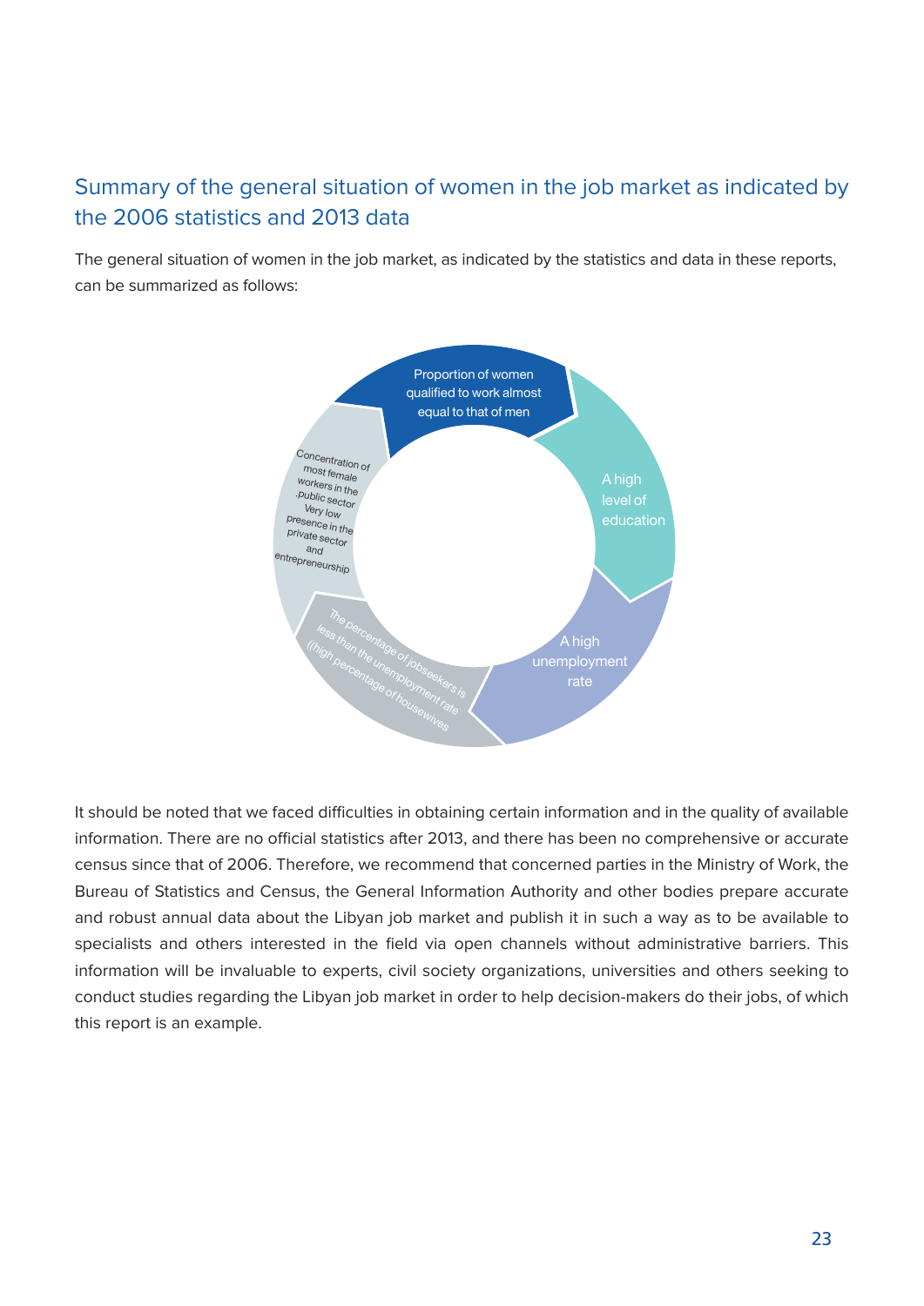## Summary of the general situation of women in the job market as indicated by the 2006 statistics and 2013 data

The general situation of women in the job market, as indicated by the statistics and data in these reports, can be summarized as follows:

- Proportion of women qualified to work almost equal to that of men
- A high level of education
- A high unemployment rate
- The percentage of jobseekers is less than the unemployment rate ((high percentage of housewives
- Concentration of most female workers in the .public sector Very low presence in the private sector and entrepreneurship

It should be noted that we faced difficulties in obtaining certain information and in the quality of available information. There are no official statistics after 2013, and there has been no comprehensive or accurate census since that of 2006. Therefore, we recommend that concerned parties in the Ministry of Work, the Bureau of Statistics and Census, the General Information Authority and other bodies prepare accurate and robust annual data about the Libyan job market and publish it in such a way as to be available to specialists and others interested in the field via open channels without administrative barriers. This information will be invaluable to experts, civil society organizations, universities and others seeking to conduct studies regarding the Libyan job market in order to help decision-makers do their jobs, of which this report is an example.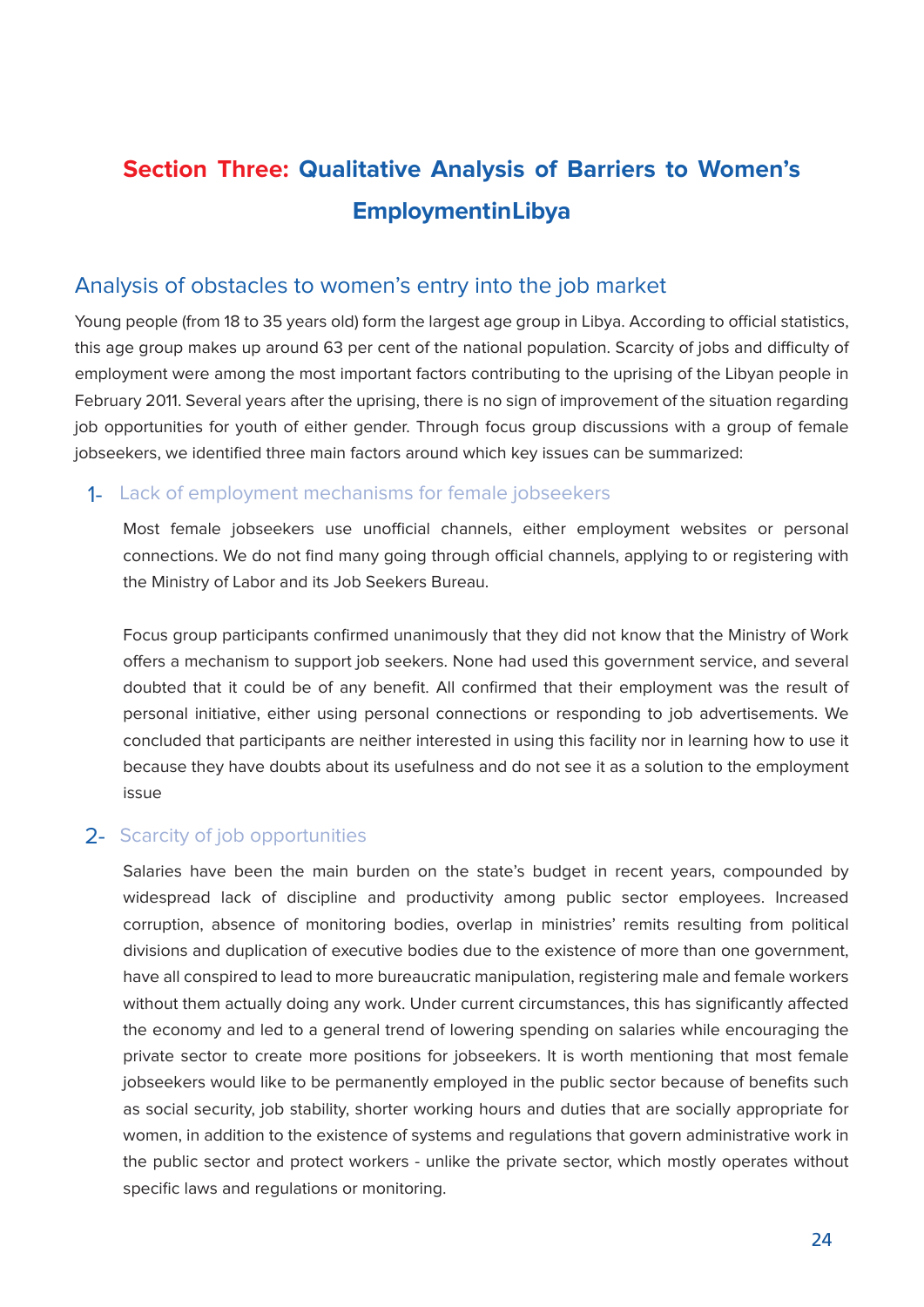# Section Three: Qualitative Analysis of Barriers to Women's EmploymentinLibya

## Analysis of obstacles to women's entry into the job market

Young people (from 18 to 35 years old) form the largest age group in Libya. According to official statistics, this age group makes up around 63 per cent of the national population. Scarcity of jobs and difficulty of employment were among the most important factors contributing to the uprising of the Libyan people in February 2011. Several years after the uprising, there is no sign of improvement of the situation regarding job opportunities for youth of either gender. Through focus group discussions with a group of female jobseekers, we identified three main factors around which key issues can be summarized:

### 1- Lack of employment mechanisms for female jobseekers

Most female jobseekers use unofficial channels, either employment websites or personal connections. We do not find many going through official channels, applying to or registering with the Ministry of Labor and its Job Seekers Bureau.

Focus group participants confirmed unanimously that they did not know that the Ministry of Work offers a mechanism to support job seekers. None had used this government service, and several doubted that it could be of any benefit. All confirmed that their employment was the result of personal initiative, either using personal connections or responding to job advertisements. We concluded that participants are neither interested in using this facility nor in learning how to use it because they have doubts about its usefulness and do not see it as a solution to the employment issue

### 2- Scarcity of job opportunities

Salaries have been the main burden on the state's budget in recent years, compounded by widespread lack of discipline and productivity among public sector employees. Increased corruption, absence of monitoring bodies, overlap in ministries' remits resulting from political divisions and duplication of executive bodies due to the existence of more than one government, have all conspired to lead to more bureaucratic manipulation, registering male and female workers without them actually doing any work. Under current circumstances, this has significantly affected the economy and led to a general trend of lowering spending on salaries while encouraging the private sector to create more positions for jobseekers. It is worth mentioning that most female jobseekers would like to be permanently employed in the public sector because of benefits such as social security, job stability, shorter working hours and duties that are socially appropriate for women, in addition to the existence of systems and regulations that govern administrative work in the public sector and protect workers - unlike the private sector, which mostly operates without specific laws and regulations or monitoring.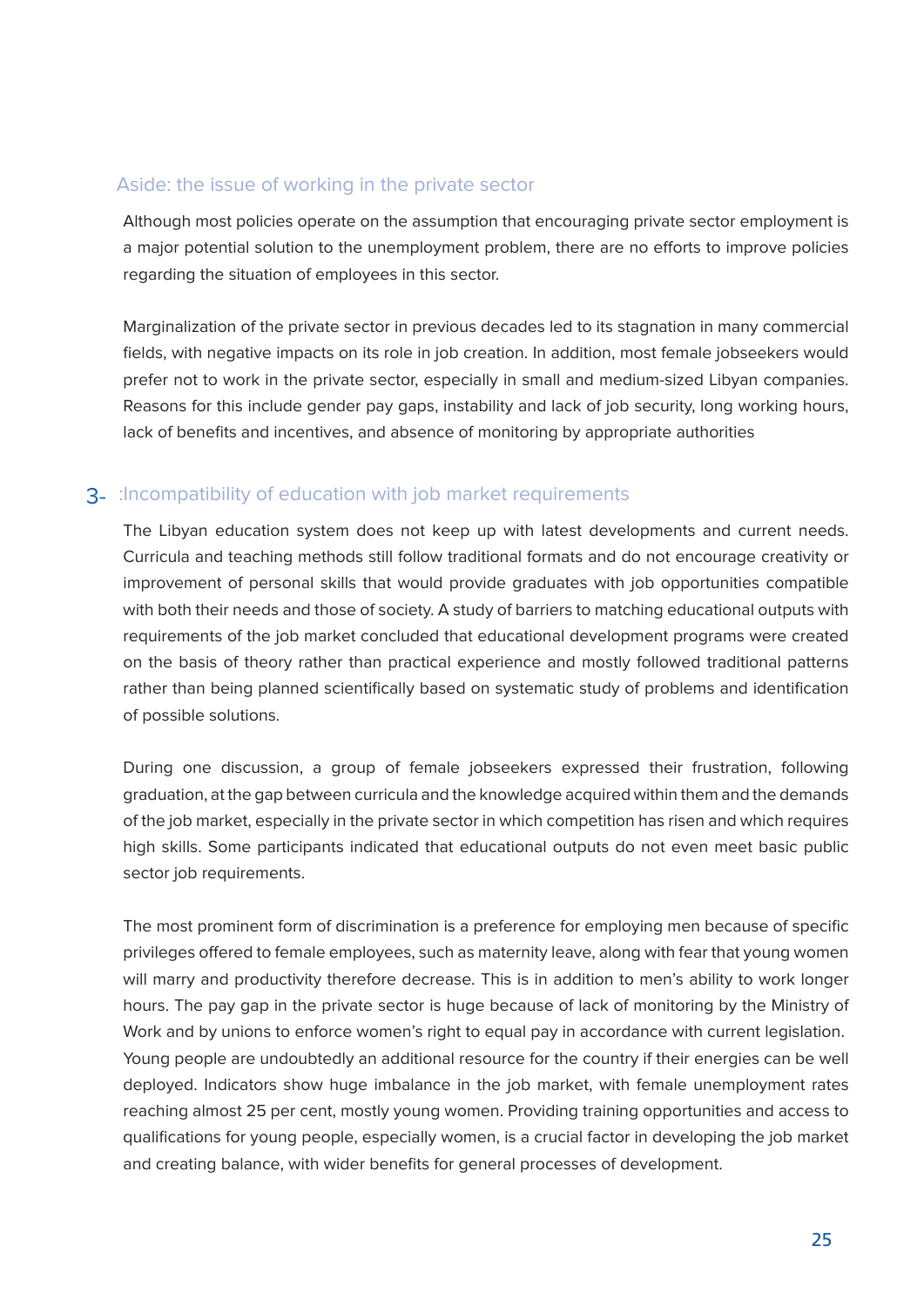### Aside: the issue of working in the private sector

Although most policies operate on the assumption that encouraging private sector employment is a major potential solution to the unemployment problem, there are no efforts to improve policies regarding the situation of employees in this sector.

Marginalization of the private sector in previous decades led to its stagnation in many commercial fields, with negative impacts on its role in job creation. In addition, most female jobseekers would prefer not to work in the private sector, especially in small and medium-sized Libyan companies. Reasons for this include gender pay gaps, instability and lack of job security, long working hours, lack of benefits and incentives, and absence of monitoring by appropriate authorities

### 3- :Incompatibility of education with job market requirements

The Libyan education system does not keep up with latest developments and current needs. Curricula and teaching methods still follow traditional formats and do not encourage creativity or improvement of personal skills that would provide graduates with job opportunities compatible with both their needs and those of society. A study of barriers to matching educational outputs with requirements of the job market concluded that educational development programs were created on the basis of theory rather than practical experience and mostly followed traditional patterns rather than being planned scientifically based on systematic study of problems and identification of possible solutions.

During one discussion, a group of female jobseekers expressed their frustration, following graduation, at the gap between curricula and the knowledge acquired within them and the demands of the job market, especially in the private sector in which competition has risen and which requires high skills. Some participants indicated that educational outputs do not even meet basic public sector job requirements.

The most prominent form of discrimination is a preference for employing men because of specific privileges offered to female employees, such as maternity leave, along with fear that young women will marry and productivity therefore decrease. This is in addition to men's ability to work longer hours. The pay gap in the private sector is huge because of lack of monitoring by the Ministry of Work and by unions to enforce women's right to equal pay in accordance with current legislation. Young people are undoubtedly an additional resource for the country if their energies can be well deployed. Indicators show huge imbalance in the job market, with female unemployment rates reaching almost 25 per cent, mostly young women. Providing training opportunities and access to qualifications for young people, especially women, is a crucial factor in developing the job market and creating balance, with wider benefits for general processes of development.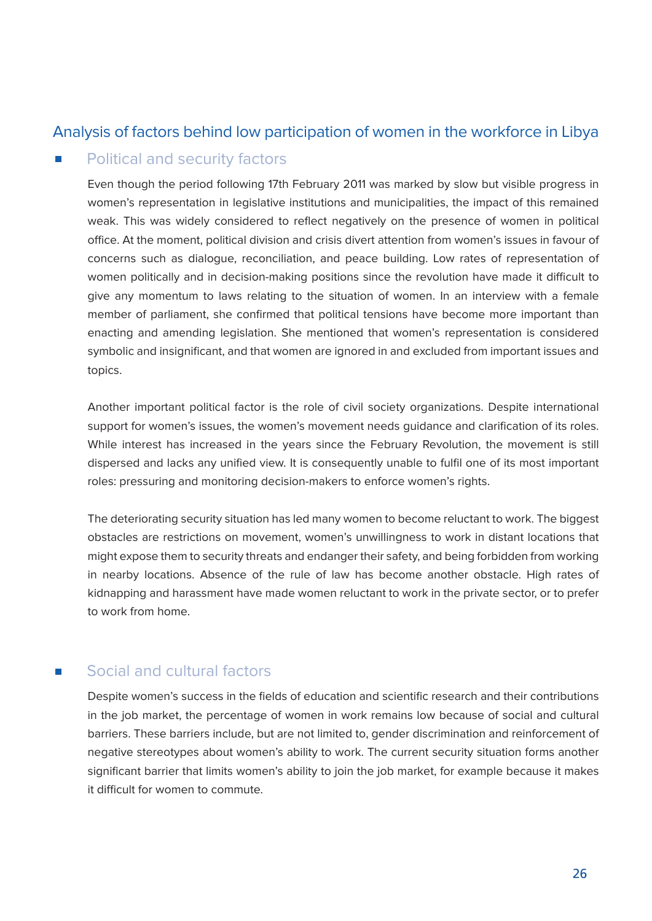## Analysis of factors behind low participation of women in the workforce in Libya

### Political and security factors

Even though the period following 17th February 2011 was marked by slow but visible progress in women's representation in legislative institutions and municipalities, the impact of this remained weak. This was widely considered to reflect negatively on the presence of women in political office. At the moment, political division and crisis divert attention from women's issues in favour of concerns such as dialogue, reconciliation, and peace building. Low rates of representation of women politically and in decision-making positions since the revolution have made it difficult to give any momentum to laws relating to the situation of women. In an interview with a female member of parliament, she confirmed that political tensions have become more important than enacting and amending legislation. She mentioned that women's representation is considered symbolic and insignificant, and that women are ignored in and excluded from important issues and topics.

Another important political factor is the role of civil society organizations. Despite international support for women's issues, the women's movement needs guidance and clarification of its roles. While interest has increased in the years since the February Revolution, the movement is still dispersed and lacks any unified view. It is consequently unable to fulfil one of its most important roles: pressuring and monitoring decision-makers to enforce women's rights.

The deteriorating security situation has led many women to become reluctant to work. The biggest obstacles are restrictions on movement, women's unwillingness to work in distant locations that might expose them to security threats and endanger their safety, and being forbidden from working in nearby locations. Absence of the rule of law has become another obstacle. High rates of kidnapping and harassment have made women reluctant to work in the private sector, or to prefer to work from home.

### Social and cultural factors

Despite women's success in the fields of education and scientific research and their contributions in the job market, the percentage of women in work remains low because of social and cultural barriers. These barriers include, but are not limited to, gender discrimination and reinforcement of negative stereotypes about women's ability to work. The current security situation forms another significant barrier that limits women's ability to join the job market, for example because it makes it difficult for women to commute.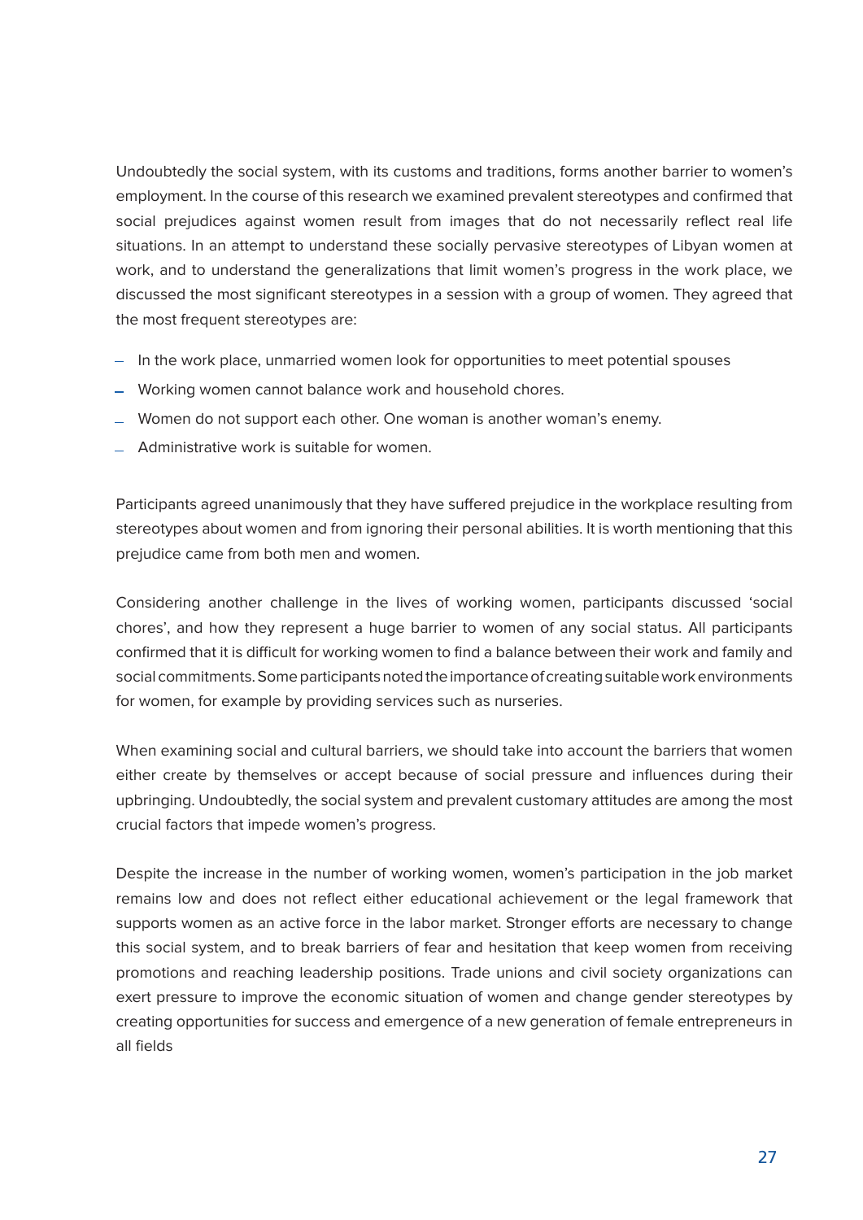Undoubtedly the social system, with its customs and traditions, forms another barrier to women's employment. In the course of this research we examined prevalent stereotypes and confirmed that social prejudices against women result from images that do not necessarily reflect real life situations. In an attempt to understand these socially pervasive stereotypes of Libyan women at work, and to understand the generalizations that limit women's progress in the work place, we discussed the most significant stereotypes in a session with a group of women. They agreed that the most frequent stereotypes are:

- In the work place, unmarried women look for opportunities to meet potential spouses
- Working women cannot balance work and household chores.
- Women do not support each other. One woman is another woman's enemy.
- Administrative work is suitable for women.

Participants agreed unanimously that they have suffered prejudice in the workplace resulting from stereotypes about women and from ignoring their personal abilities. It is worth mentioning that this prejudice came from both men and women.

Considering another challenge in the lives of working women, participants discussed 'social chores', and how they represent a huge barrier to women of any social status. All participants confirmed that it is difficult for working women to find a balance between their work and family and social commitments. Some participants noted the importance of creating suitable work environments for women, for example by providing services such as nurseries.

When examining social and cultural barriers, we should take into account the barriers that women either create by themselves or accept because of social pressure and influences during their upbringing. Undoubtedly, the social system and prevalent customary attitudes are among the most crucial factors that impede women's progress.

Despite the increase in the number of working women, women's participation in the job market remains low and does not reflect either educational achievement or the legal framework that supports women as an active force in the labor market. Stronger efforts are necessary to change this social system, and to break barriers of fear and hesitation that keep women from receiving promotions and reaching leadership positions. Trade unions and civil society organizations can exert pressure to improve the economic situation of women and change gender stereotypes by creating opportunities for success and emergence of a new generation of female entrepreneurs in all fields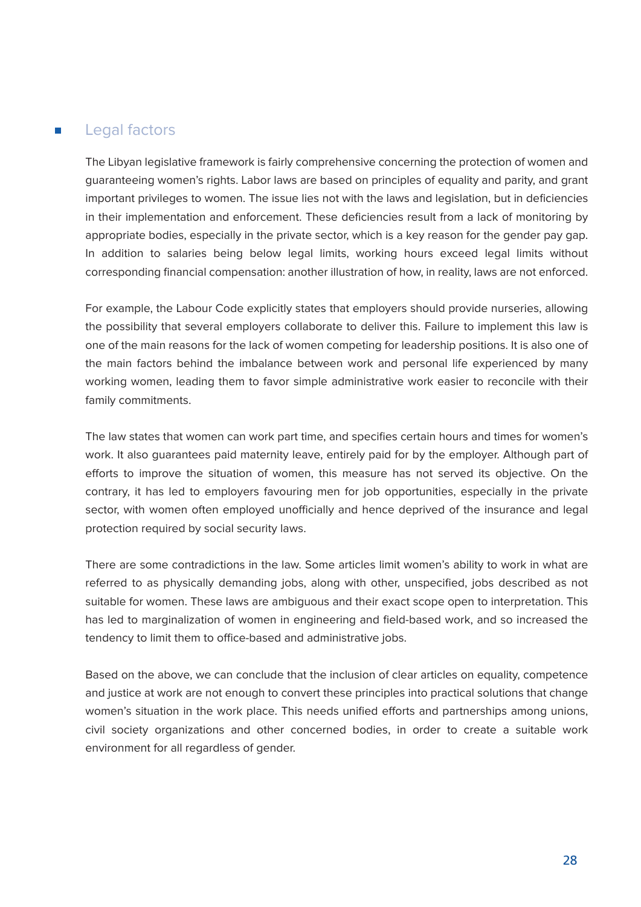## Legal factors

The Libyan legislative framework is fairly comprehensive concerning the protection of women and guaranteeing women's rights. Labor laws are based on principles of equality and parity, and grant important privileges to women. The issue lies not with the laws and legislation, but in deficiencies in their implementation and enforcement. These deficiencies result from a lack of monitoring by appropriate bodies, especially in the private sector, which is a key reason for the gender pay gap. In addition to salaries being below legal limits, working hours exceed legal limits without corresponding financial compensation: another illustration of how, in reality, laws are not enforced.

For example, the Labour Code explicitly states that employers should provide nurseries, allowing the possibility that several employers collaborate to deliver this. Failure to implement this law is one of the main reasons for the lack of women competing for leadership positions. It is also one of the main factors behind the imbalance between work and personal life experienced by many working women, leading them to favor simple administrative work easier to reconcile with their family commitments.

The law states that women can work part time, and specifies certain hours and times for women's work. It also guarantees paid maternity leave, entirely paid for by the employer. Although part of efforts to improve the situation of women, this measure has not served its objective. On the contrary, it has led to employers favouring men for job opportunities, especially in the private sector, with women often employed unofficially and hence deprived of the insurance and legal protection required by social security laws.

There are some contradictions in the law. Some articles limit women's ability to work in what are referred to as physically demanding jobs, along with other, unspecified, jobs described as not suitable for women. These laws are ambiguous and their exact scope open to interpretation. This has led to marginalization of women in engineering and field-based work, and so increased the tendency to limit them to office-based and administrative jobs.

Based on the above, we can conclude that the inclusion of clear articles on equality, competence and justice at work are not enough to convert these principles into practical solutions that change women's situation in the work place. This needs unified efforts and partnerships among unions, civil society organizations and other concerned bodies, in order to create a suitable work environment for all regardless of gender.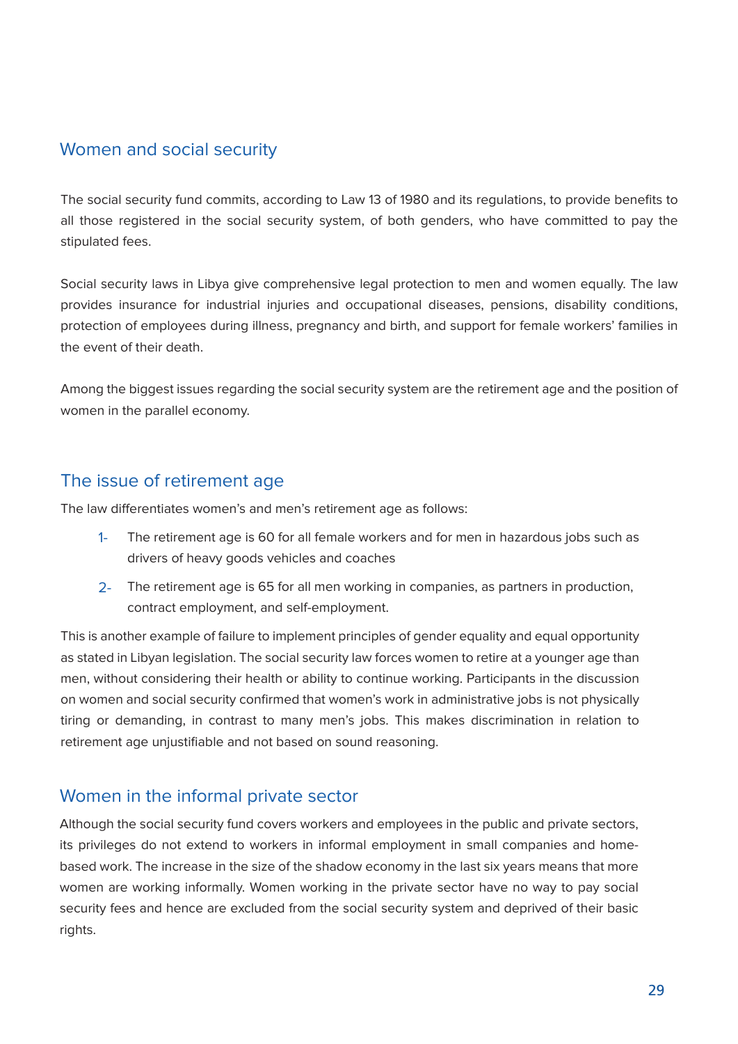## Women and social security

The social security fund commits, according to Law 13 of 1980 and its regulations, to provide benefits to all those registered in the social security system, of both genders, who have committed to pay the stipulated fees.

Social security laws in Libya give comprehensive legal protection to men and women equally. The law provides insurance for industrial injuries and occupational diseases, pensions, disability conditions, protection of employees during illness, pregnancy and birth, and support for female workers' families in the event of their death.

Among the biggest issues regarding the social security system are the retirement age and the position of women in the parallel economy.

## The issue of retirement age

The law differentiates women's and men's retirement age as follows:

1- The retirement age is 60 for all female workers and for men in hazardous jobs such as drivers of heavy goods vehicles and coaches

2- The retirement age is 65 for all men working in companies, as partners in production, contract employment, and self-employment.

This is another example of failure to implement principles of gender equality and equal opportunity as stated in Libyan legislation. The social security law forces women to retire at a younger age than men, without considering their health or ability to continue working. Participants in the discussion on women and social security confirmed that women's work in administrative jobs is not physically tiring or demanding, in contrast to many men's jobs. This makes discrimination in relation to retirement age unjustifiable and not based on sound reasoning.

## Women in the informal private sector

Although the social security fund covers workers and employees in the public and private sectors, its privileges do not extend to workers in informal employment in small companies and home-based work. The increase in the size of the shadow economy in the last six years means that more women are working informally. Women working in the private sector have no way to pay social security fees and hence are excluded from the social security system and deprived of their basic rights.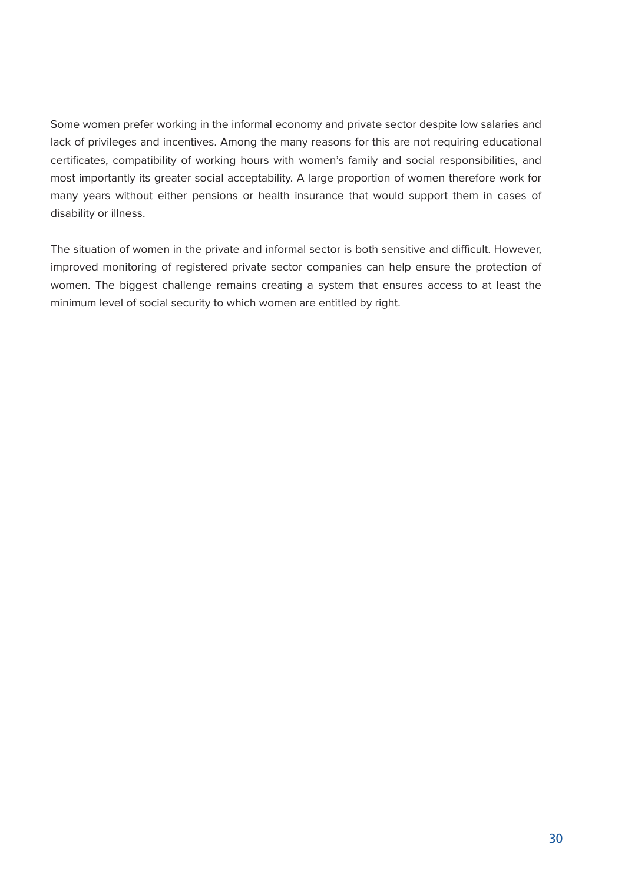Some women prefer working in the informal economy and private sector despite low salaries and lack of privileges and incentives. Among the many reasons for this are not requiring educational certificates, compatibility of working hours with women's family and social responsibilities, and most importantly its greater social acceptability. A large proportion of women therefore work for many years without either pensions or health insurance that would support them in cases of disability or illness.

The situation of women in the private and informal sector is both sensitive and difficult. However, improved monitoring of registered private sector companies can help ensure the protection of women. The biggest challenge remains creating a system that ensures access to at least the minimum level of social security to which women are entitled by right.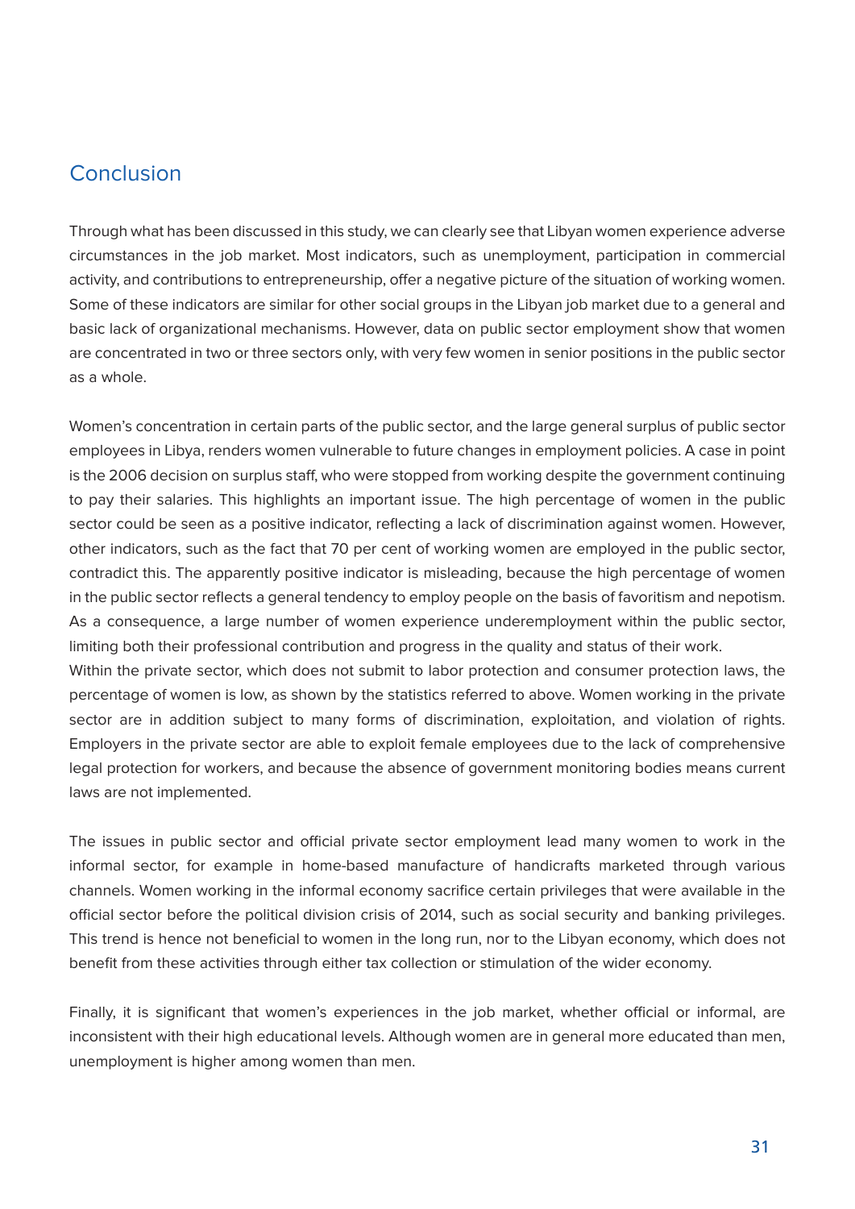## Conclusion

Through what has been discussed in this study, we can clearly see that Libyan women experience adverse circumstances in the job market. Most indicators, such as unemployment, participation in commercial activity, and contributions to entrepreneurship, offer a negative picture of the situation of working women. Some of these indicators are similar for other social groups in the Libyan job market due to a general and basic lack of organizational mechanisms. However, data on public sector employment show that women are concentrated in two or three sectors only, with very few women in senior positions in the public sector as a whole.

Women's concentration in certain parts of the public sector, and the large general surplus of public sector employees in Libya, renders women vulnerable to future changes in employment policies. A case in point is the 2006 decision on surplus staff, who were stopped from working despite the government continuing to pay their salaries. This highlights an important issue. The high percentage of women in the public sector could be seen as a positive indicator, reflecting a lack of discrimination against women. However, other indicators, such as the fact that 70 per cent of working women are employed in the public sector, contradict this. The apparently positive indicator is misleading, because the high percentage of women in the public sector reflects a general tendency to employ people on the basis of favoritism and nepotism. As a consequence, a large number of women experience underemployment within the public sector, limiting both their professional contribution and progress in the quality and status of their work.

Within the private sector, which does not submit to labor protection and consumer protection laws, the percentage of women is low, as shown by the statistics referred to above. Women working in the private sector are in addition subject to many forms of discrimination, exploitation, and violation of rights. Employers in the private sector are able to exploit female employees due to the lack of comprehensive legal protection for workers, and because the absence of government monitoring bodies means current laws are not implemented.

The issues in public sector and official private sector employment lead many women to work in the informal sector, for example in home-based manufacture of handicrafts marketed through various channels. Women working in the informal economy sacrifice certain privileges that were available in the official sector before the political division crisis of 2014, such as social security and banking privileges. This trend is hence not beneficial to women in the long run, nor to the Libyan economy, which does not benefit from these activities through either tax collection or stimulation of the wider economy.

Finally, it is significant that women's experiences in the job market, whether official or informal, are inconsistent with their high educational levels. Although women are in general more educated than men, unemployment is higher among women than men.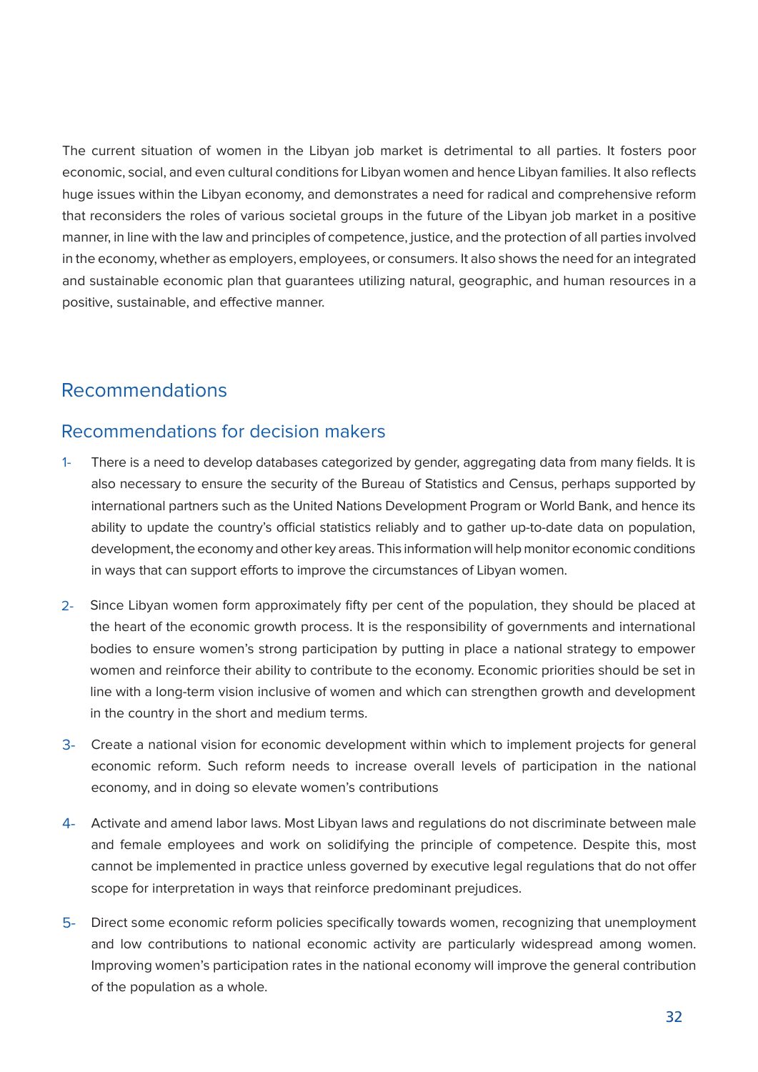The current situation of women in the Libyan job market is detrimental to all parties. It fosters poor economic, social, and even cultural conditions for Libyan women and hence Libyan families. It also reflects huge issues within the Libyan economy, and demonstrates a need for radical and comprehensive reform that reconsiders the roles of various societal groups in the future of the Libyan job market in a positive manner, in line with the law and principles of competence, justice, and the protection of all parties involved in the economy, whether as employers, employees, or consumers. It also shows the need for an integrated and sustainable economic plan that guarantees utilizing natural, geographic, and human resources in a positive, sustainable, and effective manner.

## Recommendations

### Recommendations for decision makers

1- There is a need to develop databases categorized by gender, aggregating data from many fields. It is also necessary to ensure the security of the Bureau of Statistics and Census, perhaps supported by international partners such as the United Nations Development Program or World Bank, and hence its ability to update the country's official statistics reliably and to gather up-to-date data on population, development, the economy and other key areas. This information will help monitor economic conditions in ways that can support efforts to improve the circumstances of Libyan women.

2- Since Libyan women form approximately fifty per cent of the population, they should be placed at the heart of the economic growth process. It is the responsibility of governments and international bodies to ensure women's strong participation by putting in place a national strategy to empower women and reinforce their ability to contribute to the economy. Economic priorities should be set in line with a long-term vision inclusive of women and which can strengthen growth and development in the country in the short and medium terms.

3- Create a national vision for economic development within which to implement projects for general economic reform. Such reform needs to increase overall levels of participation in the national economy, and in doing so elevate women's contributions

4- Activate and amend labor laws. Most Libyan laws and regulations do not discriminate between male and female employees and work on solidifying the principle of competence. Despite this, most cannot be implemented in practice unless governed by executive legal regulations that do not offer scope for interpretation in ways that reinforce predominant prejudices.

5- Direct some economic reform policies specifically towards women, recognizing that unemployment and low contributions to national economic activity are particularly widespread among women. Improving women's participation rates in the national economy will improve the general contribution of the population as a whole.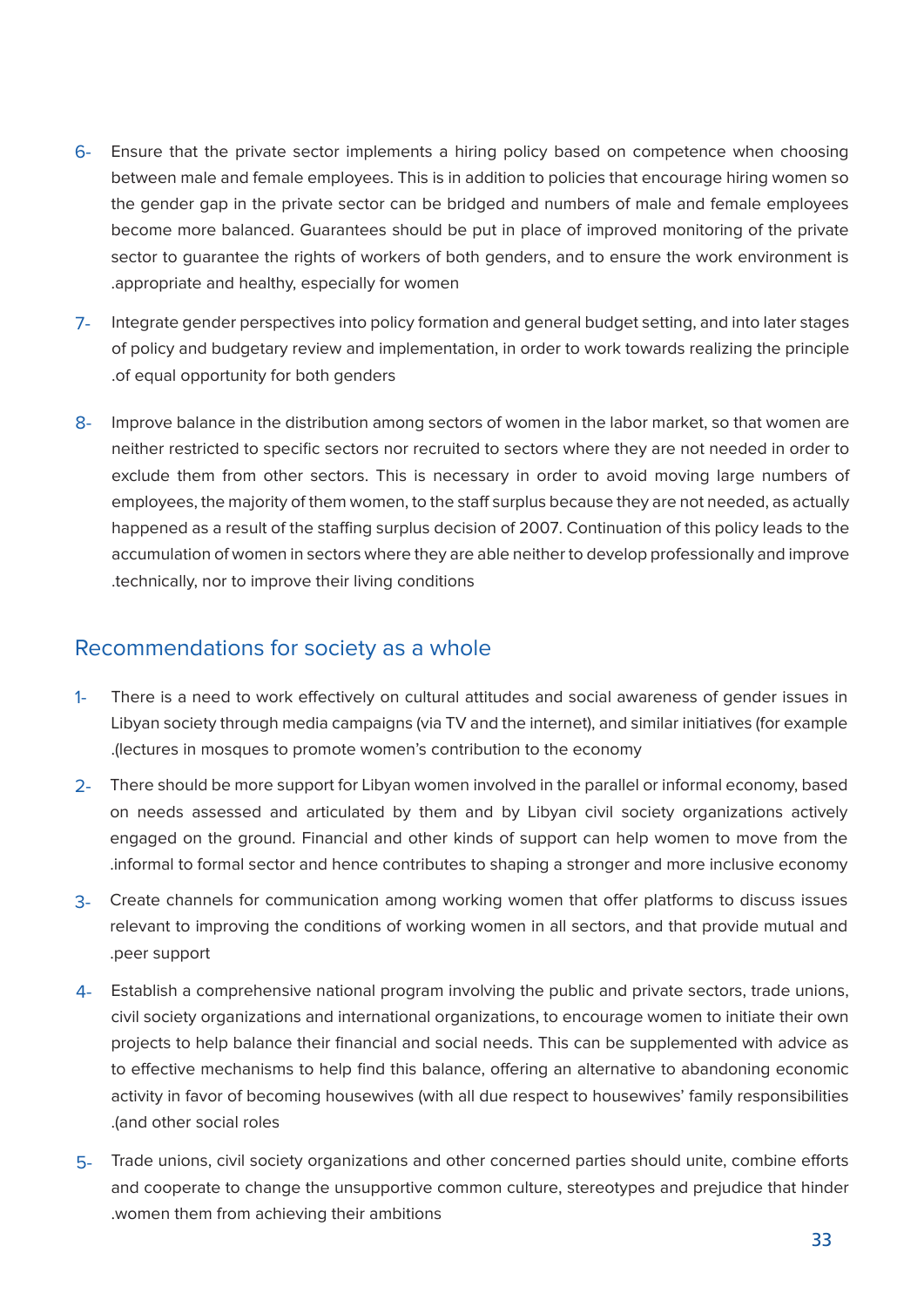6- Ensure that the private sector implements a hiring policy based on competence when choosing between male and female employees. This is in addition to policies that encourage hiring women so the gender gap in the private sector can be bridged and numbers of male and female employees become more balanced. Guarantees should be put in place of improved monitoring of the private sector to guarantee the rights of workers of both genders, and to ensure the work environment is appropriate and healthy, especially for women.

7- Integrate gender perspectives into policy formation and general budget setting, and into later stages of policy and budgetary review and implementation, in order to work towards realizing the principle of equal opportunity for both genders.

8- Improve balance in the distribution among sectors of women in the labor market, so that women are neither restricted to specific sectors nor recruited to sectors where they are not needed in order to exclude them from other sectors. This is necessary in order to avoid moving large numbers of employees, the majority of them women, to the staff surplus because they are not needed, as actually happened as a result of the staffing surplus decision of 2007. Continuation of this policy leads to the accumulation of women in sectors where they are able neither to develop professionally and improve technically, nor to improve their living conditions.

## Recommendations for society as a whole

1- There is a need to work effectively on cultural attitudes and social awareness of gender issues in Libyan society through media campaigns (via TV and the internet), and similar initiatives (for example lectures in mosques to promote women's contribution to the economy).

2- There should be more support for Libyan women involved in the parallel or informal economy, based on needs assessed and articulated by them and by Libyan civil society organizations actively engaged on the ground. Financial and other kinds of support can help women to move from the informal to formal sector and hence contributes to shaping a stronger and more inclusive economy.

3- Create channels for communication among working women that offer platforms to discuss issues relevant to improving the conditions of working women in all sectors, and that provide mutual and peer support.

4- Establish a comprehensive national program involving the public and private sectors, trade unions, civil society organizations and international organizations, to encourage women to initiate their own projects to help balance their financial and social needs. This can be supplemented with advice as to effective mechanisms to help find this balance, offering an alternative to abandoning economic activity in favor of becoming housewives (with all due respect to housewives' family responsibilities and other social roles).

5- Trade unions, civil society organizations and other concerned parties should unite, combine efforts and cooperate to change the unsupportive common culture, stereotypes and prejudice that hinder women them from achieving their ambitions.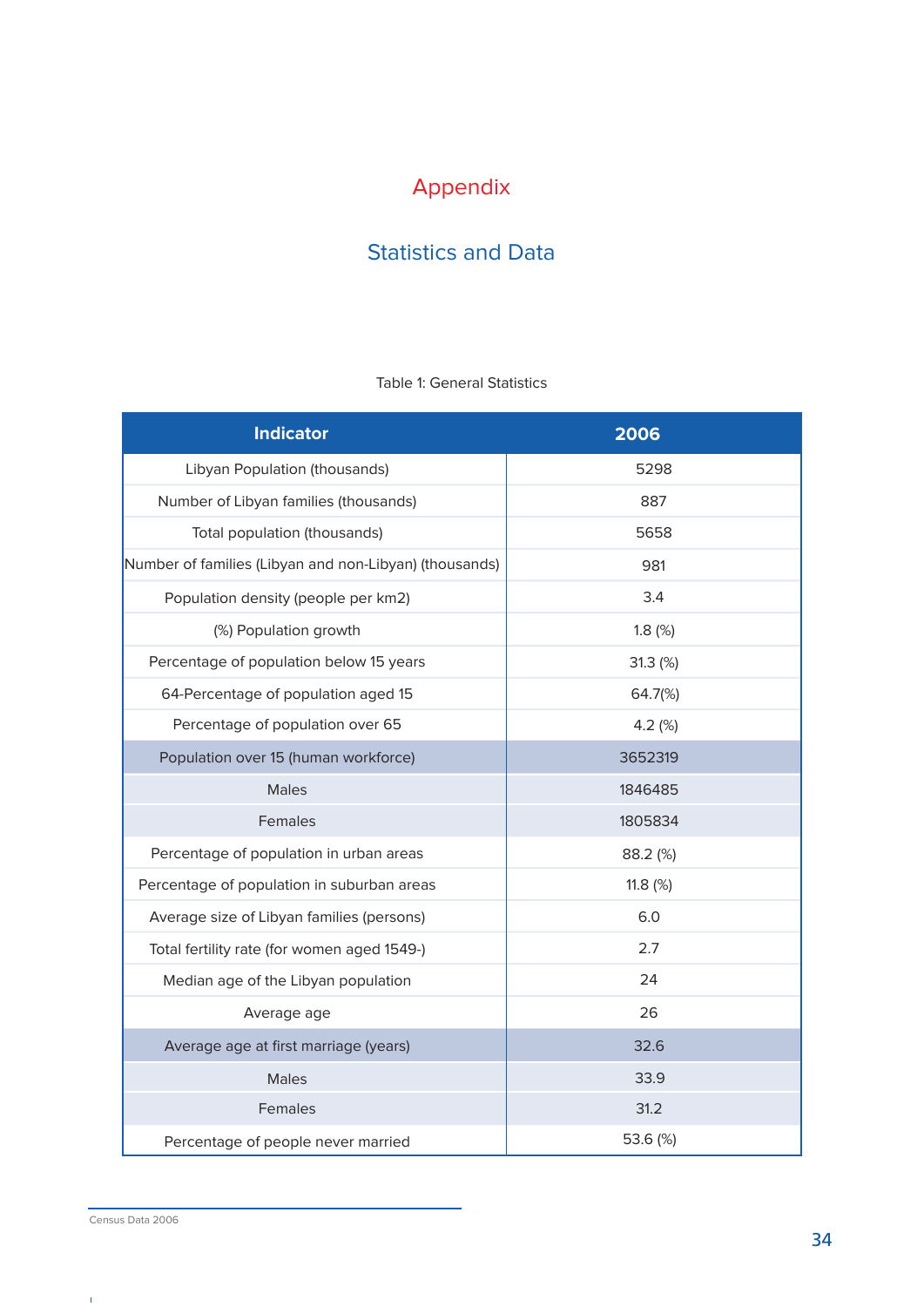# Appendix

## Statistics and Data

Table 1: General Statistics

| Indicator | 2006 |
|---|---|
| Libyan Population (thousands) | 5298 |
| Number of Libyan families (thousands) | 887 |
| Total population (thousands) | 5658 |
| Number of families (Libyan and non-Libyan) (thousands) | 981 |
| Population density (people per km2) | 3.4 |
| (%) Population growth | 1.8 (%) |
| Percentage of population below 15 years | 31.3 (%) |
| 64-Percentage of population aged 15 | 64.7(%) |
| Percentage of population over 65 | 4.2 (%) |
| Population over 15 (human workforce) | 3652319 |
| Males | 1846485 |
| Females | 1805834 |
| Percentage of population in urban areas | 88.2 (%) |
| Percentage of population in suburban areas | 11.8 (%) |
| Average size of Libyan families (persons) | 6.0 |
| Total fertility rate (for women aged 1549-) | 2.7 |
| Median age of the Libyan population | 24 |
| Average age | 26 |
| Average age at first marriage (years) | 32.6 |
| Males | 33.9 |
| Females | 31.2 |
| Percentage of people never married | 53.6 (%) |

Census Data 2006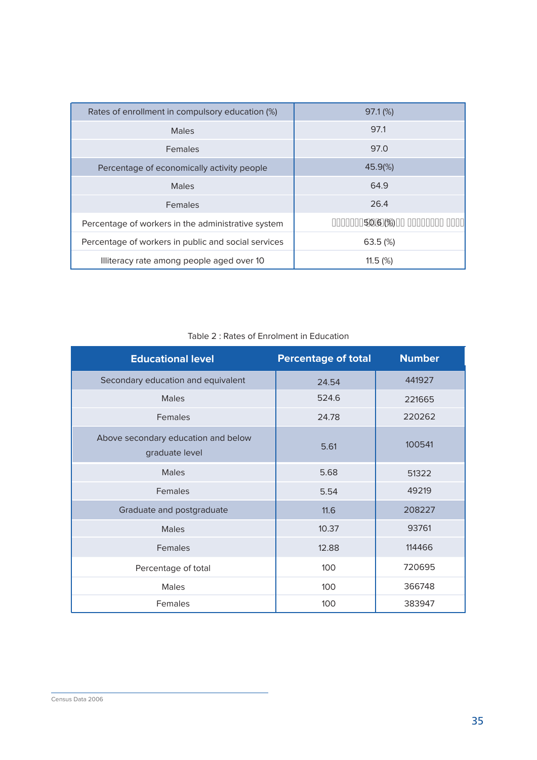| Rates of enrollment in compulsory education (%) | 97.1 (%) |
|---|---|
| Males | 97.1 |
| Females | 97.0 |
| Percentage of economically activity people | 45.9(%) |
| Males | 64.9 |
| Females | 26.4 |
| Percentage of workers in the administrative system | 50.6 (%) |
| Percentage of workers in public and social services | 63.5 (%) |
| Illiteracy rate among people aged over 10 | 11.5 (%) |

Table 2 : Rates of Enrolment in Education

| Educational level | Percentage of total | Number |
|---|---|---|
| Secondary education and equivalent | 24.54 | 441927 |
| Males | 524.6 | 221665 |
| Females | 24.78 | 220262 |
| Above secondary education and below graduate level | 5.61 | 100541 |
| Males | 5.68 | 51322 |
| Females | 5.54 | 49219 |
| Graduate and postgraduate | 11.6 | 208227 |
| Males | 10.37 | 93761 |
| Females | 12.88 | 114466 |
| Percentage of total | 100 | 720695 |
| Males | 100 | 366748 |
| Females | 100 | 383947 |

Census Data 2006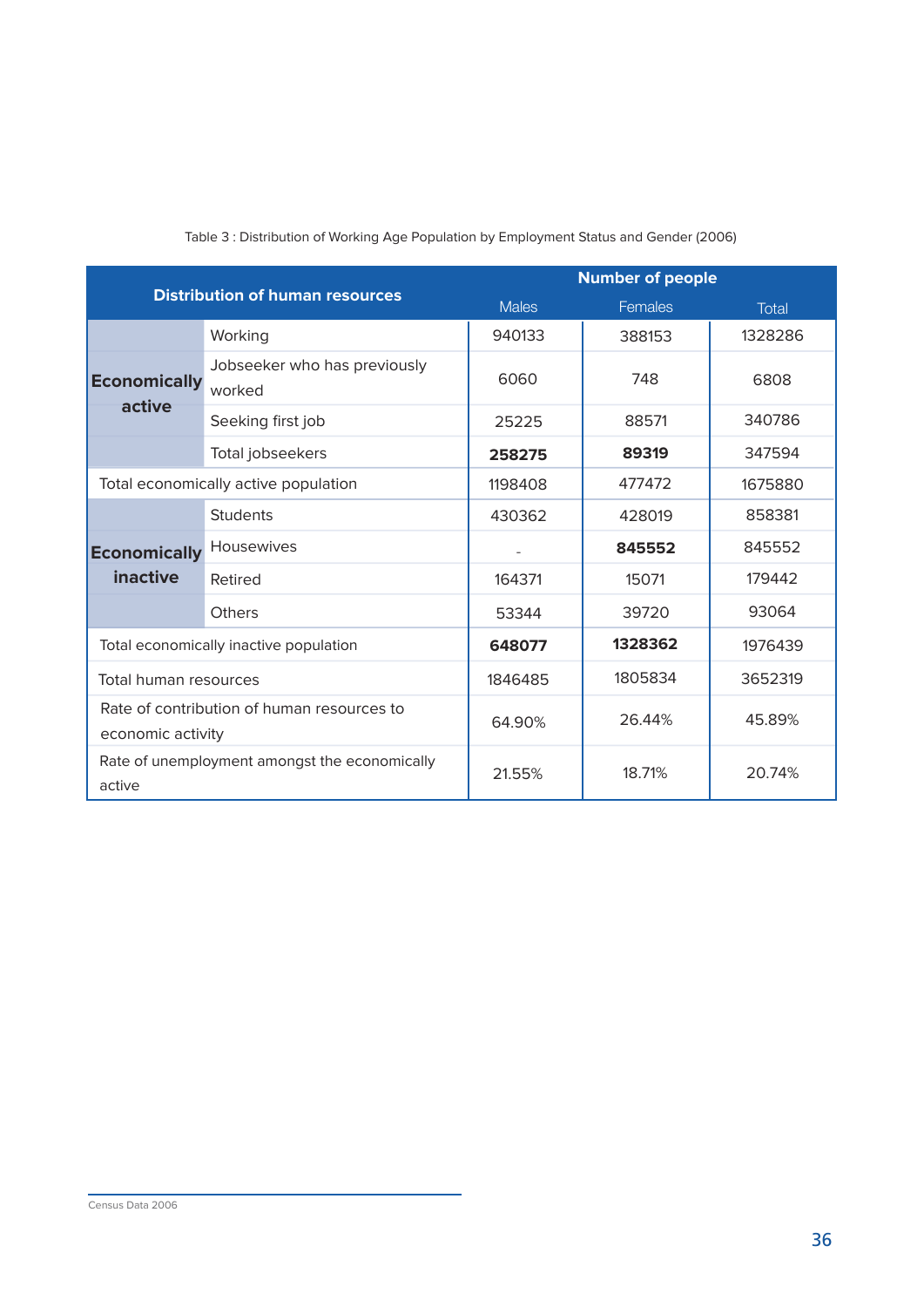Table 3 : Distribution of Working Age Population by Employment Status and Gender (2006)

| Distribution of human resources | | Number of people | | |
|---|---|---|---|---|
| | | Males | Females | Total |
| Economically active | Working | 940133 | 388153 | 1328286 |
| | Jobseeker who has previously worked | 6060 | 748 | 6808 |
| | Seeking first job | 25225 | 88571 | 340786 |
| | Total jobseekers | **258275** | **89319** | 347594 |
| Total economically active population | | 1198408 | 477472 | 1675880 |
| Economically inactive | Students | 430362 | 428019 | 858381 |
| | Housewives | - | **845552** | 845552 |
| | Retired | 164371 | 15071 | 179442 |
| | Others | 53344 | 39720 | 93064 |
| Total economically inactive population | | **648077** | **1328362** | 1976439 |
| Total human resources | | 1846485 | 1805834 | 3652319 |
| Rate of contribution of human resources to economic activity | | 64.90% | 26.44% | 45.89% |
| Rate of unemployment amongst the economically active | | 21.55% | 18.71% | 20.74% |

Census Data 2006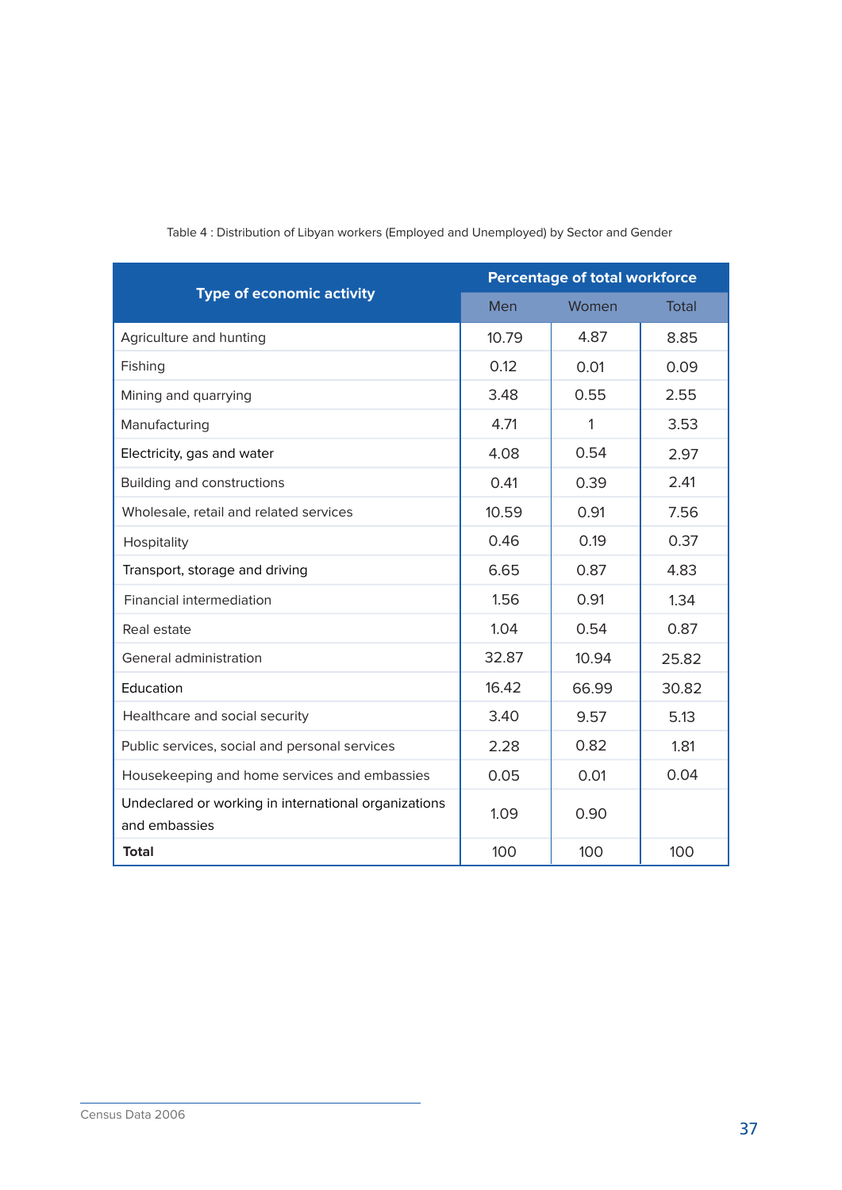Table 4 : Distribution of Libyan workers (Employed and Unemployed) by Sector and Gender

| Type of economic activity | Percentage of total workforce | | |
|---|---|---|---|
| | Men | Women | Total |
| Agriculture and hunting | 10.79 | 4.87 | 8.85 |
| Fishing | 0.12 | 0.01 | 0.09 |
| Mining and quarrying | 3.48 | 0.55 | 2.55 |
| Manufacturing | 4.71 | 1 | 3.53 |
| Electricity, gas and water | 4.08 | 0.54 | 2.97 |
| Building and constructions | 0.41 | 0.39 | 2.41 |
| Wholesale, retail and related services | 10.59 | 0.91 | 7.56 |
| Hospitality | 0.46 | 0.19 | 0.37 |
| Transport, storage and driving | 6.65 | 0.87 | 4.83 |
| Financial intermediation | 1.56 | 0.91 | 1.34 |
| Real estate | 1.04 | 0.54 | 0.87 |
| General administration | 32.87 | 10.94 | 25.82 |
| Education | 16.42 | 66.99 | 30.82 |
| Healthcare and social security | 3.40 | 9.57 | 5.13 |
| Public services, social and personal services | 2.28 | 0.82 | 1.81 |
| Housekeeping and home services and embassies | 0.05 | 0.01 | 0.04 |
| Undeclared or working in international organizations and embassies | 1.09 | 0.90 | |
| **Total** | 100 | 100 | 100 |

Census Data 2006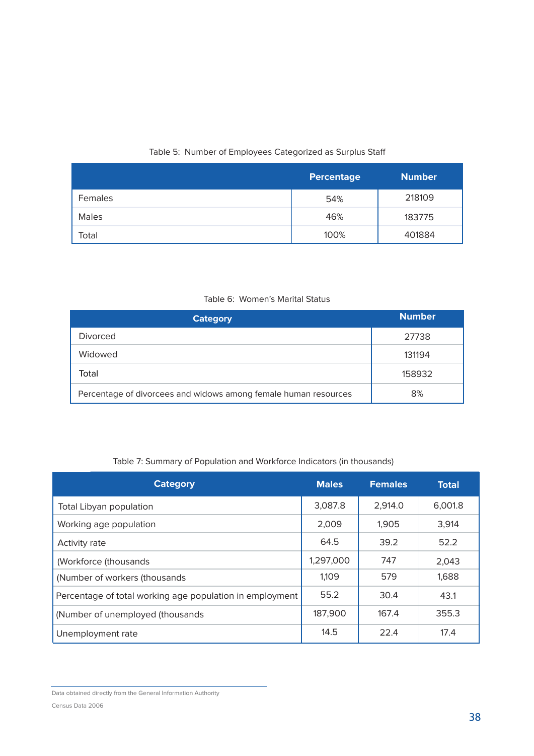Table 5: Number of Employees Categorized as Surplus Staff

| | Percentage | Number |
|---|---|---|
| Females | 54% | 218109 |
| Males | 46% | 183775 |
| Total | 100% | 401884 |

Table 6: Women's Marital Status

| Category | Number |
|---|---|
| Divorced | 27738 |
| Widowed | 131194 |
| Total | 158932 |
| Percentage of divorcees and widows among female human resources | 8% |

Table 7: Summary of Population and Workforce Indicators (in thousands)

| Category | Males | Females | Total |
|---|---|---|---|
| Total Libyan population | 3,087.8 | 2,914.0 | 6,001.8 |
| Working age population | 2,009 | 1,905 | 3,914 |
| Activity rate | 64.5 | 39.2 | 52.2 |
| (Workforce (thousands | 1,297,000 | 747 | 2,043 |
| (Number of workers (thousands | 1,109 | 579 | 1,688 |
| Percentage of total working age population in employment | 55.2 | 30.4 | 43.1 |
| (Number of unemployed (thousands | 187,900 | 167.4 | 355.3 |
| Unemployment rate | 14.5 | 22.4 | 17.4 |

Data obtained directly from the General Information Authority

Census Data 2006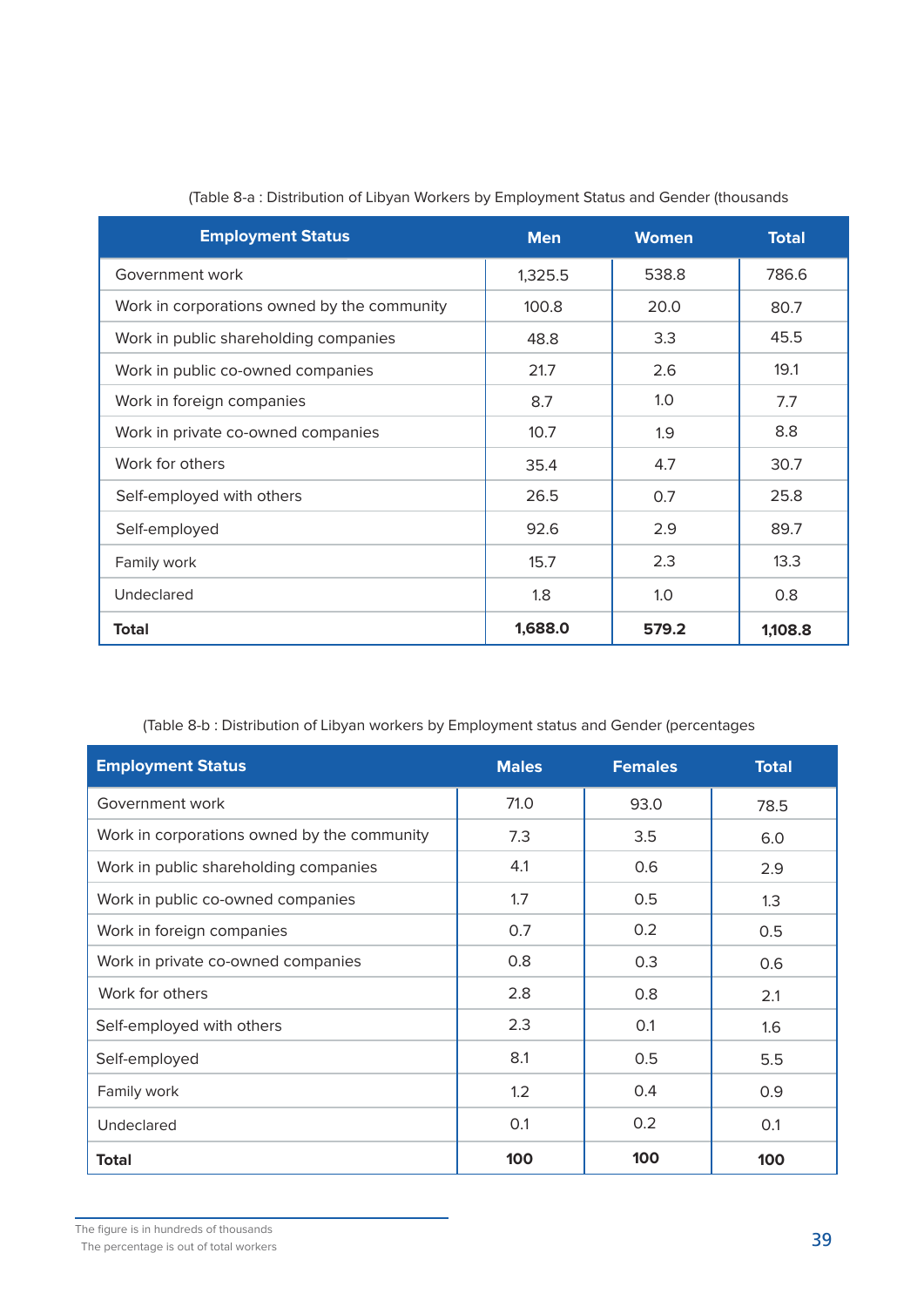(Table 8-a : Distribution of Libyan Workers by Employment Status and Gender (thousands

| Employment Status | Men | Women | Total |
|---|---|---|---|
| Government work | 1,325.5 | 538.8 | 786.6 |
| Work in corporations owned by the community | 100.8 | 20.0 | 80.7 |
| Work in public shareholding companies | 48.8 | 3.3 | 45.5 |
| Work in public co-owned companies | 21.7 | 2.6 | 19.1 |
| Work in foreign companies | 8.7 | 1.0 | 7.7 |
| Work in private co-owned companies | 10.7 | 1.9 | 8.8 |
| Work for others | 35.4 | 4.7 | 30.7 |
| Self-employed with others | 26.5 | 0.7 | 25.8 |
| Self-employed | 92.6 | 2.9 | 89.7 |
| Family work | 15.7 | 2.3 | 13.3 |
| Undeclared | 1.8 | 1.0 | 0.8 |
| **Total** | **1,688.0** | **579.2** | **1,108.8** |

(Table 8-b : Distribution of Libyan workers by Employment status and Gender (percentages

| Employment Status | Males | Females | Total |
|---|---|---|---|
| Government work | 71.0 | 93.0 | 78.5 |
| Work in corporations owned by the community | 7.3 | 3.5 | 6.0 |
| Work in public shareholding companies | 4.1 | 0.6 | 2.9 |
| Work in public co-owned companies | 1.7 | 0.5 | 1.3 |
| Work in foreign companies | 0.7 | 0.2 | 0.5 |
| Work in private co-owned companies | 0.8 | 0.3 | 0.6 |
| Work for others | 2.8 | 0.8 | 2.1 |
| Self-employed with others | 2.3 | 0.1 | 1.6 |
| Self-employed | 8.1 | 0.5 | 5.5 |
| Family work | 1.2 | 0.4 | 0.9 |
| Undeclared | 0.1 | 0.2 | 0.1 |
| **Total** | **100** | **100** | **100** |

The figure is in hundreds of thousands

The percentage is out of total workers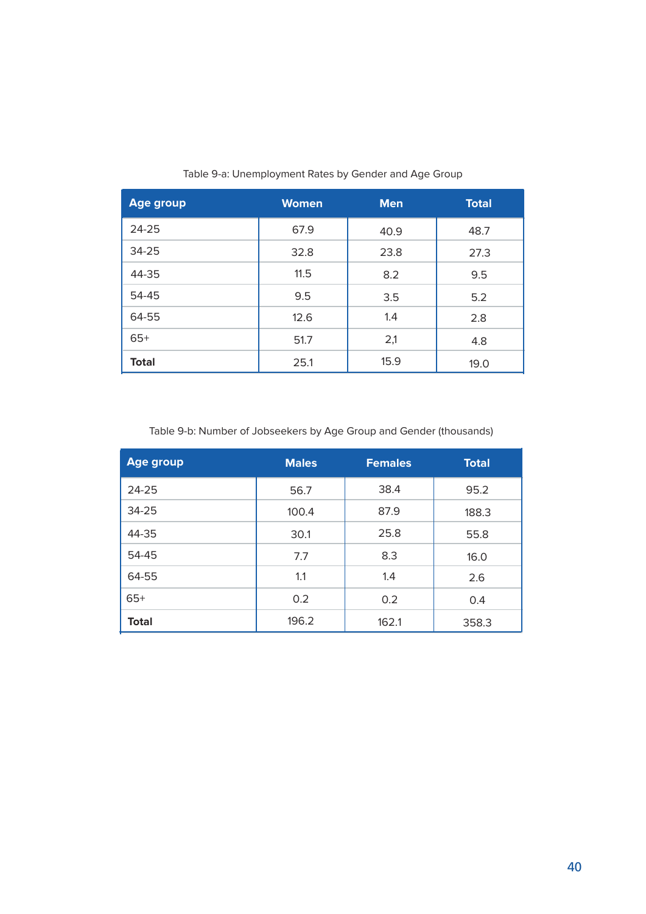Table 9-a: Unemployment Rates by Gender and Age Group

| Age group | Women | Men | Total |
|---|---|---|---|
| 24-25 | 67.9 | 40.9 | 48.7 |
| 34-25 | 32.8 | 23.8 | 27.3 |
| 44-35 | 11.5 | 8.2 | 9.5 |
| 54-45 | 9.5 | 3.5 | 5.2 |
| 64-55 | 12.6 | 1.4 | 2.8 |
| 65+ | 51.7 | 2,1 | 4.8 |
| **Total** | 25.1 | 15.9 | 19.0 |

Table 9-b: Number of Jobseekers by Age Group and Gender (thousands)

| Age group | Males | Females | Total |
|---|---|---|---|
| 24-25 | 56.7 | 38.4 | 95.2 |
| 34-25 | 100.4 | 87.9 | 188.3 |
| 44-35 | 30.1 | 25.8 | 55.8 |
| 54-45 | 7.7 | 8.3 | 16.0 |
| 64-55 | 1.1 | 1.4 | 2.6 |
| 65+ | 0.2 | 0.2 | 0.4 |
| **Total** | 196.2 | 162.1 | 358.3 |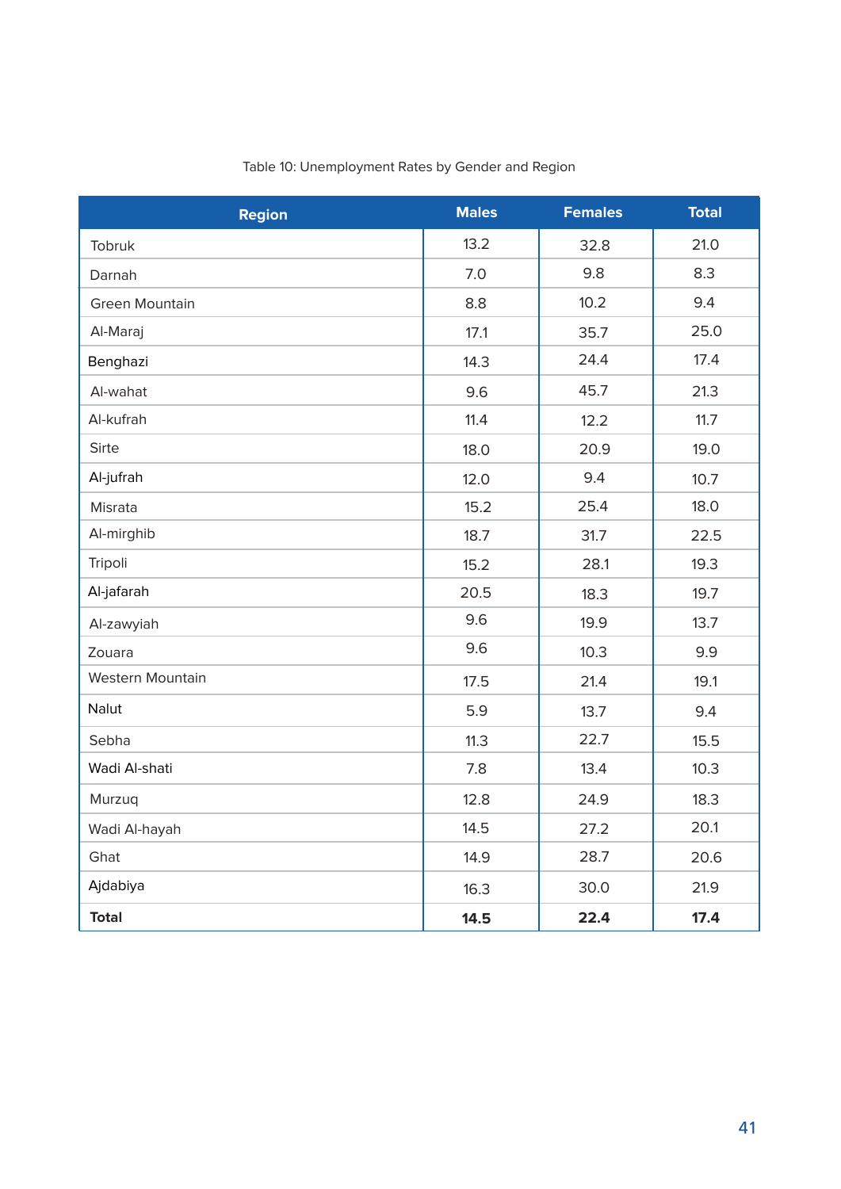Table 10: Unemployment Rates by Gender and Region

| Region | Males | Females | Total |
|---|---|---|---|
| Tobruk | 13.2 | 32.8 | 21.0 |
| Darnah | 7.0 | 9.8 | 8.3 |
| Green Mountain | 8.8 | 10.2 | 9.4 |
| Al-Maraj | 17.1 | 35.7 | 25.0 |
| Benghazi | 14.3 | 24.4 | 17.4 |
| Al-wahat | 9.6 | 45.7 | 21.3 |
| Al-kufrah | 11.4 | 12.2 | 11.7 |
| Sirte | 18.0 | 20.9 | 19.0 |
| Al-jufrah | 12.0 | 9.4 | 10.7 |
| Misrata | 15.2 | 25.4 | 18.0 |
| Al-mirghib | 18.7 | 31.7 | 22.5 |
| Tripoli | 15.2 | 28.1 | 19.3 |
| Al-jafarah | 20.5 | 18.3 | 19.7 |
| Al-zawyiah | 9.6 | 19.9 | 13.7 |
| Zouara | 9.6 | 10.3 | 9.9 |
| Western Mountain | 17.5 | 21.4 | 19.1 |
| Nalut | 5.9 | 13.7 | 9.4 |
| Sebha | 11.3 | 22.7 | 15.5 |
| Wadi Al-shati | 7.8 | 13.4 | 10.3 |
| Murzuq | 12.8 | 24.9 | 18.3 |
| Wadi Al-hayah | 14.5 | 27.2 | 20.1 |
| Ghat | 14.9 | 28.7 | 20.6 |
| Ajdabiya | 16.3 | 30.0 | 21.9 |
| **Total** | **14.5** | **22.4** | **17.4** |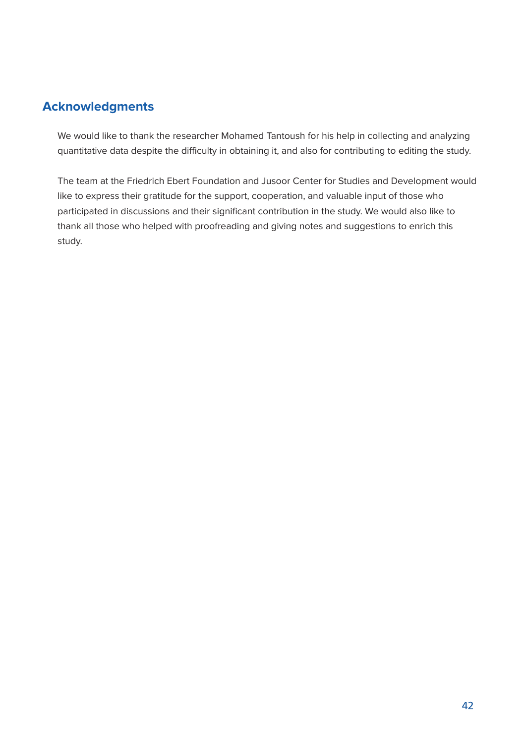## Acknowledgments

We would like to thank the researcher Mohamed Tantoush for his help in collecting and analyzing quantitative data despite the difficulty in obtaining it, and also for contributing to editing the study.

The team at the Friedrich Ebert Foundation and Jusoor Center for Studies and Development would like to express their gratitude for the support, cooperation, and valuable input of those who participated in discussions and their significant contribution in the study. We would also like to thank all those who helped with proofreading and giving notes and suggestions to enrich this study.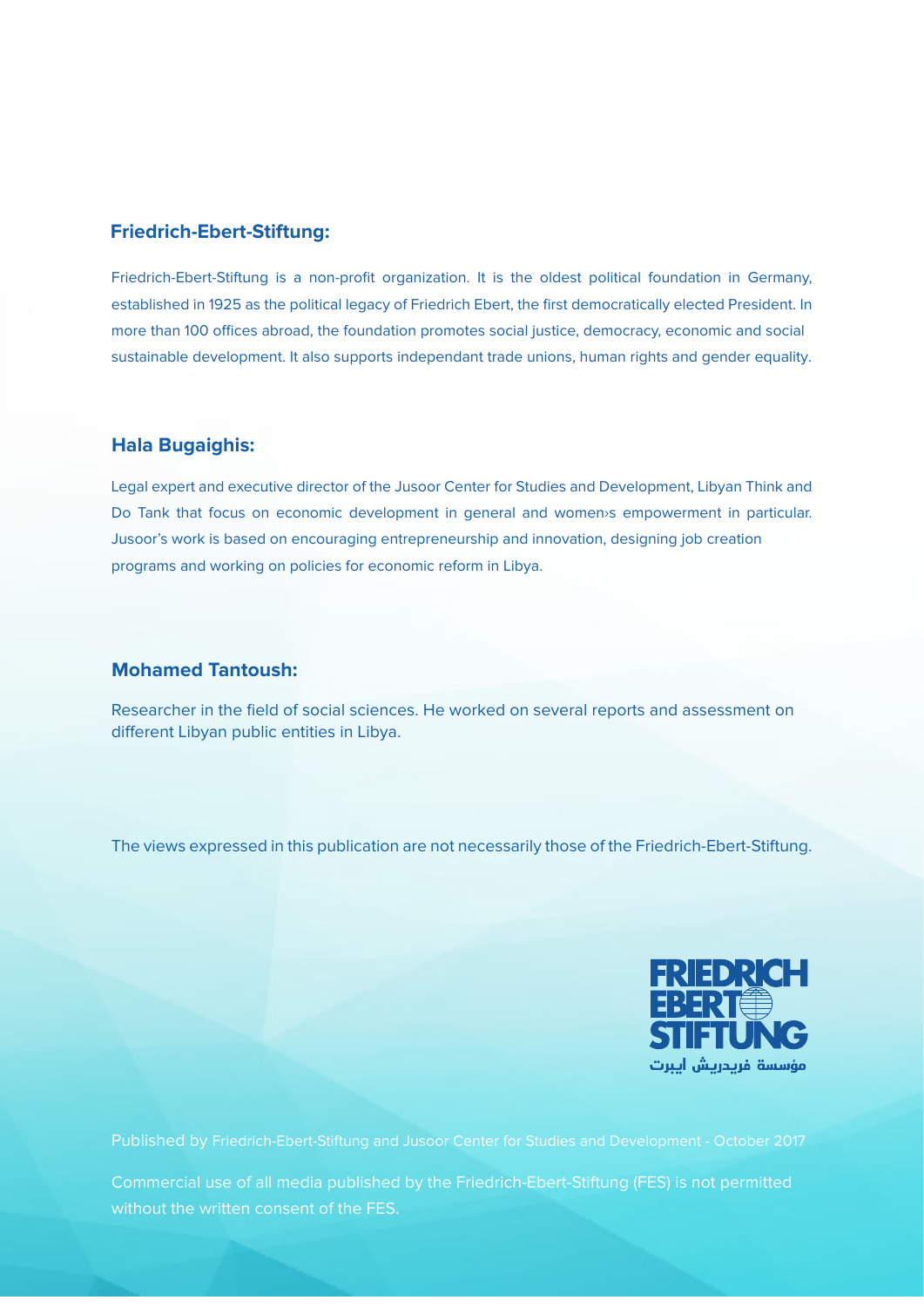**Friedrich-Ebert-Stiftung:**

Friedrich-Ebert-Stiftung is a non-profit organization. It is the oldest political foundation in Germany, established in 1925 as the political legacy of Friedrich Ebert, the first democratically elected President. In more than 100 offices abroad, the foundation promotes social justice, democracy, economic and social sustainable development. It also supports independant trade unions, human rights and gender equality.

**Hala Bugaighis:**

Legal expert and executive director of the Jusoor Center for Studies and Development, Libyan Think and Do Tank that focus on economic development in general and women›s empowerment in particular. Jusoor's work is based on encouraging entrepreneurship and innovation, designing job creation programs and working on policies for economic reform in Libya.

**Mohamed Tantoush:**

Researcher in the field of social sciences. He worked on several reports and assessment on different Libyan public entities in Libya.

The views expressed in this publication are not necessarily those of the Friedrich-Ebert-Stiftung.

FRIEDRICH EBERT STIFTUNG
مؤسسة فريدريش ايبرت

Published by Friedrich-Ebert-Stiftung and Jusoor Center for Studies and Development - October 2017

Commercial use of all media published by the Friedrich-Ebert-Stiftung (FES) is not permitted without the written consent of the FES.